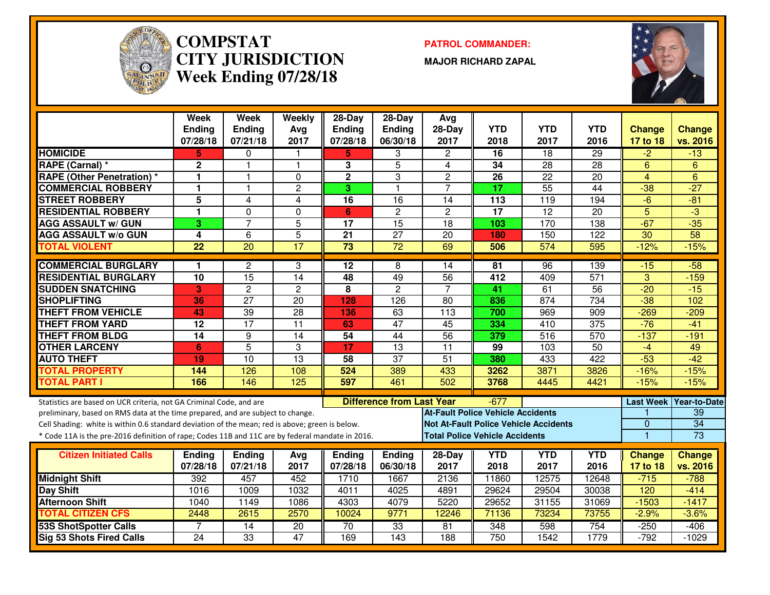# COMPSTAT
# CITY JURISDICTION
# Week Ending 07/28/18

**PATROL COMMANDER:**

**MAJOR RICHARD ZAPAL**

| | Week Ending 07/28/18 | Week Ending 07/21/18 | Weekly Avg 2017 | 28-Day Ending 07/28/18 | 28-Day Ending 06/30/18 | Avg 28-Day 2017 | YTD 2018 | YTD 2017 | YTD 2016 | Change 17 to 18 | Change vs. 2016 |
|---|---|---|---|---|---|---|---|---|---|---|---|
| HOMICIDE | 5 | 0 | 1 | 5 | 3 | 2 | 16 | 18 | 29 | -2 | -13 |
| RAPE (Carnal) * | 2 | 1 | 1 | 3 | 5 | 4 | 34 | 28 | 28 | 6 | 6 |
| RAPE (Other Penetration) * | 1 | 1 | 0 | 2 | 3 | 2 | 26 | 22 | 20 | 4 | 6 |
| COMMERCIAL ROBBERY | 1 | 1 | 2 | 3 | 1 | 7 | 17 | 55 | 44 | -38 | -27 |
| STREET ROBBERY | 5 | 4 | 4 | 16 | 16 | 14 | 113 | 119 | 194 | -6 | -81 |
| RESIDENTIAL ROBBERY | 1 | 0 | 0 | 6 | 2 | 2 | 17 | 12 | 20 | 5 | -3 |
| AGG ASSAULT w/ GUN | 3 | 7 | 5 | 17 | 15 | 18 | 103 | 170 | 138 | -67 | -35 |
| AGG ASSAULT w/o GUN | 4 | 6 | 5 | 21 | 27 | 20 | 180 | 150 | 122 | 30 | 58 |
| TOTAL VIOLENT | 22 | 20 | 17 | 73 | 72 | 69 | 506 | 574 | 595 | -12% | -15% |
| COMMERCIAL BURGLARY | 1 | 2 | 3 | 12 | 8 | 14 | 81 | 96 | 139 | -15 | -58 |
| RESIDENTIAL BURGLARY | 10 | 15 | 14 | 48 | 49 | 56 | 412 | 409 | 571 | 3 | -159 |
| SUDDEN SNATCHING | 3 | 2 | 2 | 8 | 2 | 7 | 41 | 61 | 56 | -20 | -15 |
| SHOPLIFTING | 36 | 27 | 20 | 128 | 126 | 80 | 836 | 874 | 734 | -38 | 102 |
| THEFT FROM VEHICLE | 43 | 39 | 28 | 136 | 63 | 113 | 700 | 969 | 909 | -269 | -209 |
| THEFT FROM YARD | 12 | 17 | 11 | 63 | 47 | 45 | 334 | 410 | 375 | -76 | -41 |
| THEFT FROM BLDG | 14 | 9 | 14 | 54 | 44 | 56 | 379 | 516 | 570 | -137 | -191 |
| OTHER LARCENY | 6 | 5 | 3 | 17 | 13 | 11 | 99 | 103 | 50 | -4 | 49 |
| AUTO THEFT | 19 | 10 | 13 | 58 | 37 | 51 | 380 | 433 | 422 | -53 | -42 |
| TOTAL PROPERTY | 144 | 126 | 108 | 524 | 389 | 433 | 3262 | 3871 | 3826 | -16% | -15% |
| TOTAL PART I | 166 | 146 | 125 | 597 | 461 | 502 | 3768 | 4445 | 4421 | -15% | -15% |

Statistics are based on UCR criteria, not GA Criminal Code, and are preliminary, based on RMS data at the time prepared, and are subject to change.

Cell Shading: white is within 0.6 standard deviation of the mean; red is above; green is below.

* Code 11A is the pre-2016 definition of rape; Codes 11B and 11C are by federal mandate in 2016.

**Difference from Last Year:** -677

| | Last Week | Year-to-Date |
|---|---|---|
| At-Fault Police Vehicle Accidents | 1 | 39 |
| Not At-Fault Police Vehicle Accidents | 0 | 34 |
| Total Police Vehicle Accidents | 1 | 73 |

| Citizen Initiated Calls | Ending 07/28/18 | Ending 07/21/18 | Avg 2017 | Ending 07/28/18 | Ending 06/30/18 | 28-Day 2017 | YTD 2018 | YTD 2017 | YTD 2016 | Change 17 to 18 | Change vs. 2016 |
|---|---|---|---|---|---|---|---|---|---|---|---|
| Midnight Shift | 392 | 457 | 452 | 1710 | 1667 | 2136 | 11860 | 12575 | 12648 | -715 | -788 |
| Day Shift | 1016 | 1009 | 1032 | 4011 | 4025 | 4891 | 29624 | 29504 | 30038 | 120 | -414 |
| Afternoon Shift | 1040 | 1149 | 1086 | 4303 | 4079 | 5220 | 29652 | 31155 | 31069 | -1503 | -1417 |
| TOTAL CITIZEN CFS | 2448 | 2615 | 2570 | 10024 | 9771 | 12246 | 71136 | 73234 | 73755 | -2.9% | -3.6% |
| 53S ShotSpotter Calls | 7 | 14 | 20 | 70 | 33 | 81 | 348 | 598 | 754 | -250 | -406 |
| Sig 53 Shots Fired Calls | 24 | 33 | 47 | 169 | 143 | 188 | 750 | 1542 | 1779 | -792 | -1029 |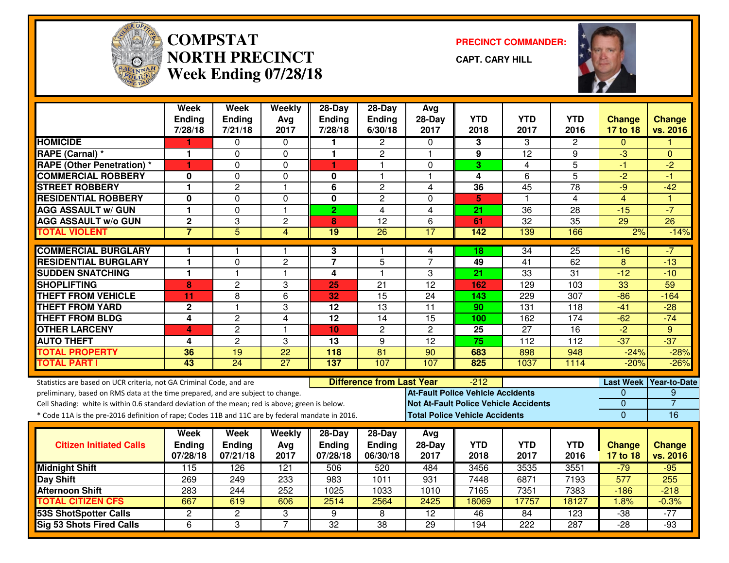# COMPSTAT
# NORTH PRECINCT
## Week Ending 07/28/18

**PRECINCT COMMANDER:**

**CAPT. CARY HILL**

| | Week Ending 7/28/18 | Week Ending 7/21/18 | Weekly Avg 2017 | 28-Day Ending 7/28/18 | 28-Day Ending 6/30/18 | Avg 28-Day 2017 | YTD 2018 | YTD 2017 | YTD 2016 | Change 17 to 18 | Change vs. 2016 |
|---|---|---|---|---|---|---|---|---|---|---|---|
| HOMICIDE | 1 | 0 | 0 | 1 | 2 | 0 | 3 | 3 | 2 | 0 | 1 |
| RAPE (Carnal) * | 1 | 0 | 0 | 1 | 2 | 1 | 9 | 12 | 9 | -3 | 0 |
| RAPE (Other Penetration) * | 1 | 0 | 0 | 1 | 1 | 0 | 3 | 4 | 5 | -1 | -2 |
| COMMERCIAL ROBBERY | 0 | 0 | 0 | 0 | 1 | 1 | 4 | 6 | 5 | -2 | -1 |
| STREET ROBBERY | 1 | 2 | 1 | 6 | 2 | 4 | 36 | 45 | 78 | -9 | -42 |
| RESIDENTIAL ROBBERY | 0 | 0 | 0 | 0 | 2 | 0 | 5 | 1 | 4 | 4 | 1 |
| AGG ASSAULT w/ GUN | 1 | 0 | 1 | 2 | 4 | 4 | 21 | 36 | 28 | -15 | -7 |
| AGG ASSAULT w/o GUN | 2 | 3 | 2 | 8 | 12 | 6 | 61 | 32 | 35 | 29 | 26 |
| TOTAL VIOLENT | 7 | 5 | 4 | 19 | 26 | 17 | 142 | 139 | 166 | 2% | -14% |
| COMMERCIAL BURGLARY | 1 | 1 | 1 | 3 | 1 | 4 | 18 | 34 | 25 | -16 | -7 |
| RESIDENTIAL BURGLARY | 1 | 0 | 2 | 7 | 5 | 7 | 49 | 41 | 62 | 8 | -13 |
| SUDDEN SNATCHING | 1 | 1 | 1 | 4 | 1 | 3 | 21 | 33 | 31 | -12 | -10 |
| SHOPLIFTING | 8 | 2 | 3 | 25 | 21 | 12 | 162 | 129 | 103 | 33 | 59 |
| THEFT FROM VEHICLE | 11 | 8 | 6 | 32 | 15 | 24 | 143 | 229 | 307 | -86 | -164 |
| THEFT FROM YARD | 2 | 1 | 3 | 12 | 13 | 11 | 90 | 131 | 118 | -41 | -28 |
| THEFT FROM BLDG | 4 | 2 | 4 | 12 | 14 | 15 | 100 | 162 | 174 | -62 | -74 |
| OTHER LARCENY | 4 | 2 | 1 | 10 | 2 | 2 | 25 | 27 | 16 | -2 | 9 |
| AUTO THEFT | 4 | 2 | 3 | 13 | 9 | 12 | 75 | 112 | 112 | -37 | -37 |
| TOTAL PROPERTY | 36 | 19 | 22 | 118 | 81 | 90 | 683 | 898 | 948 | -24% | -28% |
| TOTAL PART I | 43 | 24 | 27 | 137 | 107 | 107 | 825 | 1037 | 1114 | -20% | -26% |

Statistics are based on UCR criteria, not GA Criminal Code, and are preliminary, based on RMS data at the time prepared, and are subject to change.
Cell Shading: white is within 0.6 standard deviation of the mean; red is above; green is below.
* Code 11A is the pre-2016 definition of rape; Codes 11B and 11C are by federal mandate in 2016.

**Difference from Last Year:** -212

| | Last Week | Year-to-Date |
|---|---|---|
| At-Fault Police Vehicle Accidents | 0 | 9 |
| Not At-Fault Police Vehicle Accidents | 0 | 7 |
| Total Police Vehicle Accidents | 0 | 16 |

| Citizen Initiated Calls | Week Ending 07/28/18 | Week Ending 07/21/18 | Weekly Avg 2017 | 28-Day Ending 07/28/18 | 28-Day Ending 06/30/18 | Avg 28-Day 2017 | YTD 2018 | YTD 2017 | YTD 2016 | Change 17 to 18 | Change vs. 2016 |
|---|---|---|---|---|---|---|---|---|---|---|---|
| Midnight Shift | 115 | 126 | 121 | 506 | 520 | 484 | 3456 | 3535 | 3551 | -79 | -95 |
| Day Shift | 269 | 249 | 233 | 983 | 1011 | 931 | 7448 | 6871 | 7193 | 577 | 255 |
| Afternoon Shift | 283 | 244 | 252 | 1025 | 1033 | 1010 | 7165 | 7351 | 7383 | -186 | -218 |
| TOTAL CITIZEN CFS | 667 | 619 | 606 | 2514 | 2564 | 2425 | 18069 | 17757 | 18127 | 1.8% | -0.3% |
| 53S ShotSpotter Calls | 2 | 2 | 3 | 9 | 8 | 12 | 46 | 84 | 123 | -38 | -77 |
| Sig 53 Shots Fired Calls | 6 | 3 | 7 | 32 | 38 | 29 | 194 | 222 | 287 | -28 | -93 |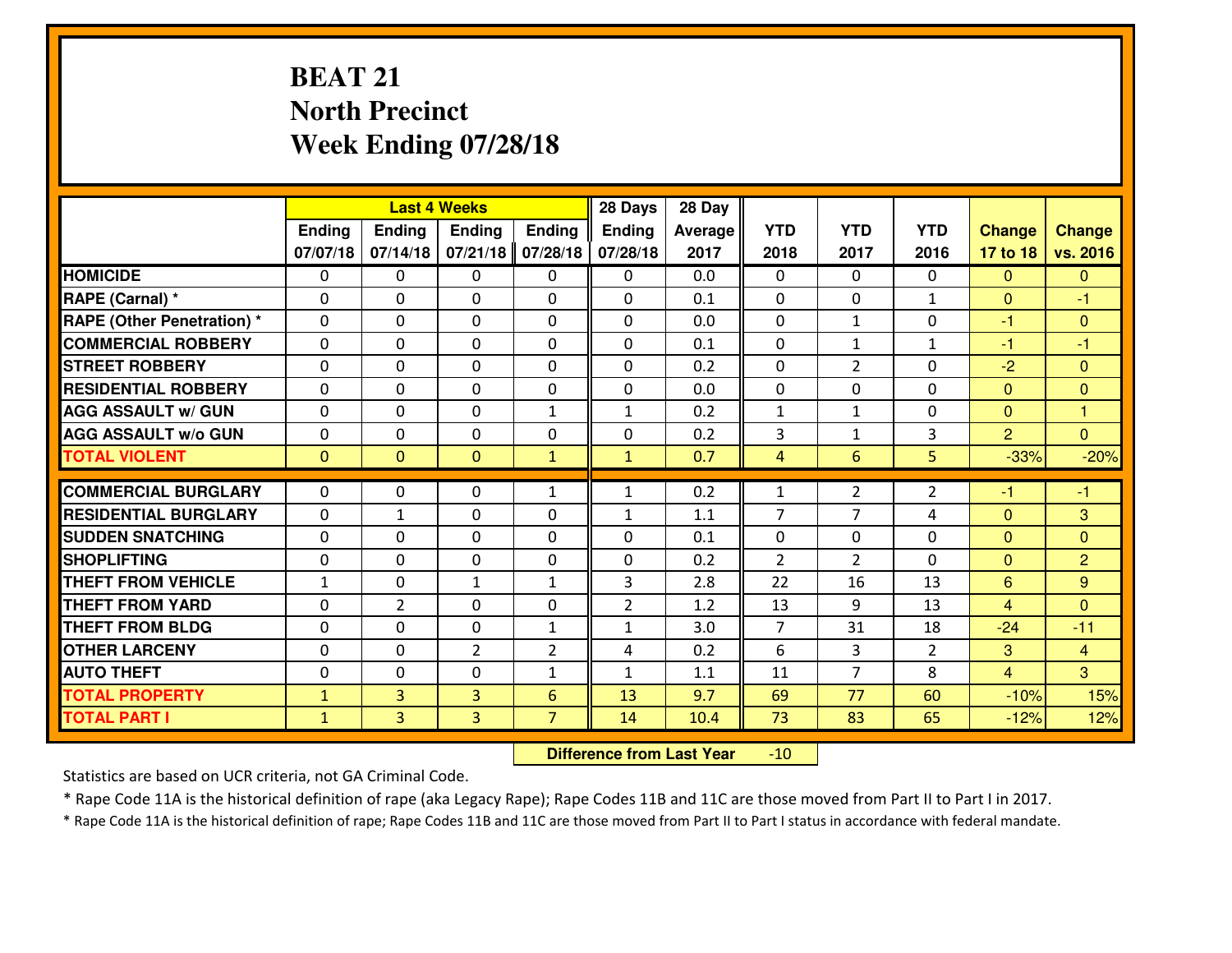# BEAT 21
## North Precinct
## Week Ending 07/28/18

| | Last 4 Weeks | | | | 28 Days | 28 Day | | | | | |
|---|---|---|---|---|---|---|---|---|---|---|---|
| | Ending 07/07/18 | Ending 07/14/18 | Ending 07/21/18 | Ending 07/28/18 | Ending 07/28/18 | Average 2017 | YTD 2018 | YTD 2017 | YTD 2016 | Change 17 to 18 | Change vs. 2016 |
| **HOMICIDE** | 0 | 0 | 0 | 0 | 0 | 0.0 | 0 | 0 | 0 | 0 | 0 |
| **RAPE (Carnal) *** | 0 | 0 | 0 | 0 | 0 | 0.1 | 0 | 0 | 1 | 0 | -1 |
| **RAPE (Other Penetration) *** | 0 | 0 | 0 | 0 | 0 | 0.0 | 0 | 1 | 0 | -1 | 0 |
| **COMMERCIAL ROBBERY** | 0 | 0 | 0 | 0 | 0 | 0.1 | 0 | 1 | 1 | -1 | -1 |
| **STREET ROBBERY** | 0 | 0 | 0 | 0 | 0 | 0.2 | 0 | 2 | 0 | -2 | 0 |
| **RESIDENTIAL ROBBERY** | 0 | 0 | 0 | 0 | 0 | 0.0 | 0 | 0 | 0 | 0 | 0 |
| **AGG ASSAULT w/ GUN** | 0 | 0 | 0 | 1 | 1 | 0.2 | 1 | 1 | 0 | 0 | 1 |
| **AGG ASSAULT w/o GUN** | 0 | 0 | 0 | 0 | 0 | 0.2 | 3 | 1 | 3 | 2 | 0 |
| **TOTAL VIOLENT** | 0 | 0 | 0 | 1 | 1 | 0.7 | 4 | 6 | 5 | -33% | -20% |
| **COMMERCIAL BURGLARY** | 0 | 0 | 0 | 1 | 1 | 0.2 | 1 | 2 | 2 | -1 | -1 |
| **RESIDENTIAL BURGLARY** | 0 | 1 | 0 | 0 | 1 | 1.1 | 7 | 7 | 4 | 0 | 3 |
| **SUDDEN SNATCHING** | 0 | 0 | 0 | 0 | 0 | 0.1 | 0 | 0 | 0 | 0 | 0 |
| **SHOPLIFTING** | 0 | 0 | 0 | 0 | 0 | 0.2 | 2 | 2 | 0 | 0 | 2 |
| **THEFT FROM VEHICLE** | 1 | 0 | 1 | 1 | 3 | 2.8 | 22 | 16 | 13 | 6 | 9 |
| **THEFT FROM YARD** | 0 | 2 | 0 | 0 | 2 | 1.2 | 13 | 9 | 13 | 4 | 0 |
| **THEFT FROM BLDG** | 0 | 0 | 0 | 1 | 1 | 3.0 | 7 | 31 | 18 | -24 | -11 |
| **OTHER LARCENY** | 0 | 0 | 2 | 2 | 4 | 0.2 | 6 | 3 | 2 | 3 | 4 |
| **AUTO THEFT** | 0 | 0 | 0 | 1 | 1 | 1.1 | 11 | 7 | 8 | 4 | 3 |
| **TOTAL PROPERTY** | 1 | 3 | 3 | 6 | 13 | 9.7 | 69 | 77 | 60 | -10% | 15% |
| **TOTAL PART I** | 1 | 3 | 3 | 7 | 14 | 10.4 | 73 | 83 | 65 | -12% | 12% |

**Difference from Last Year** -10

Statistics are based on UCR criteria, not GA Criminal Code.

* Rape Code 11A is the historical definition of rape (aka Legacy Rape); Rape Codes 11B and 11C are those moved from Part II to Part I in 2017.

* Rape Code 11A is the historical definition of rape; Rape Codes 11B and 11C are those moved from Part II to Part I status in accordance with federal mandate.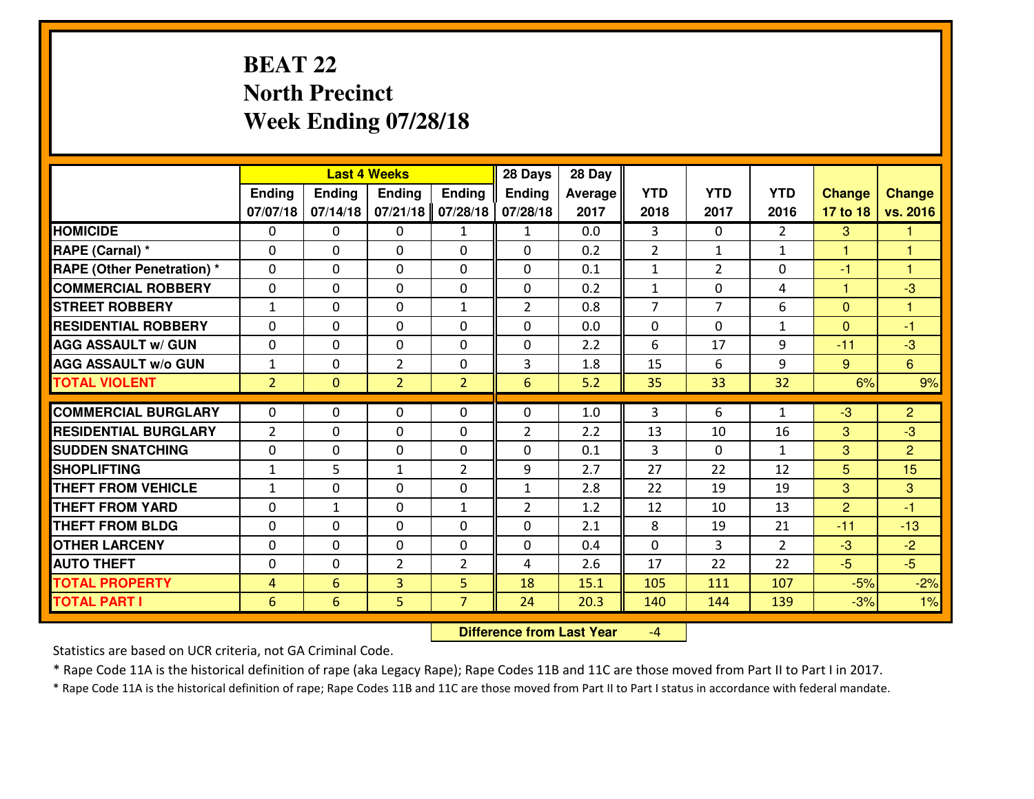# BEAT 22
## North Precinct
## Week Ending 07/28/18

| | Last 4 Weeks | | | | 28 Days | 28 Day | | | | | |
|---|---|---|---|---|---|---|---|---|---|---|---|
| | Ending 07/07/18 | Ending 07/14/18 | Ending 07/21/18 | Ending 07/28/18 | Ending 07/28/18 | Average 2017 | YTD 2018 | YTD 2017 | YTD 2016 | Change 17 to 18 | Change vs. 2016 |
| **HOMICIDE** | 0 | 0 | 0 | 1 | 1 | 0.0 | 3 | 0 | 2 | 3 | 1 |
| **RAPE (Carnal) *** | 0 | 0 | 0 | 0 | 0 | 0.2 | 2 | 1 | 1 | 1 | 1 |
| **RAPE (Other Penetration) *** | 0 | 0 | 0 | 0 | 0 | 0.1 | 1 | 2 | 0 | -1 | 1 |
| **COMMERCIAL ROBBERY** | 0 | 0 | 0 | 0 | 0 | 0.2 | 1 | 0 | 4 | 1 | -3 |
| **STREET ROBBERY** | 1 | 0 | 0 | 1 | 2 | 0.8 | 7 | 7 | 6 | 0 | 1 |
| **RESIDENTIAL ROBBERY** | 0 | 0 | 0 | 0 | 0 | 0.0 | 0 | 0 | 1 | 0 | -1 |
| **AGG ASSAULT w/ GUN** | 0 | 0 | 0 | 0 | 0 | 2.2 | 6 | 17 | 9 | -11 | -3 |
| **AGG ASSAULT w/o GUN** | 1 | 0 | 2 | 0 | 3 | 1.8 | 15 | 6 | 9 | 9 | 6 |
| **TOTAL VIOLENT** | 2 | 0 | 2 | 2 | 6 | 5.2 | 35 | 33 | 32 | 6% | 9% |
| **COMMERCIAL BURGLARY** | 0 | 0 | 0 | 0 | 0 | 1.0 | 3 | 6 | 1 | -3 | 2 |
| **RESIDENTIAL BURGLARY** | 2 | 0 | 0 | 0 | 2 | 2.2 | 13 | 10 | 16 | 3 | -3 |
| **SUDDEN SNATCHING** | 0 | 0 | 0 | 0 | 0 | 0.1 | 3 | 0 | 1 | 3 | 2 |
| **SHOPLIFTING** | 1 | 5 | 1 | 2 | 9 | 2.7 | 27 | 22 | 12 | 5 | 15 |
| **THEFT FROM VEHICLE** | 1 | 0 | 0 | 0 | 1 | 2.8 | 22 | 19 | 19 | 3 | 3 |
| **THEFT FROM YARD** | 0 | 1 | 0 | 1 | 2 | 1.2 | 12 | 10 | 13 | 2 | -1 |
| **THEFT FROM BLDG** | 0 | 0 | 0 | 0 | 0 | 2.1 | 8 | 19 | 21 | -11 | -13 |
| **OTHER LARCENY** | 0 | 0 | 0 | 0 | 0 | 0.4 | 0 | 3 | 2 | -3 | -2 |
| **AUTO THEFT** | 0 | 0 | 2 | 2 | 4 | 2.6 | 17 | 22 | 22 | -5 | -5 |
| **TOTAL PROPERTY** | 4 | 6 | 3 | 5 | 18 | 15.1 | 105 | 111 | 107 | -5% | -2% |
| **TOTAL PART I** | 6 | 6 | 5 | 7 | 24 | 20.3 | 140 | 144 | 139 | -3% | 1% |

**Difference from Last Year** -4

Statistics are based on UCR criteria, not GA Criminal Code.

* Rape Code 11A is the historical definition of rape (aka Legacy Rape); Rape Codes 11B and 11C are those moved from Part II to Part I in 2017.

* Rape Code 11A is the historical definition of rape; Rape Codes 11B and 11C are those moved from Part II to Part I status in accordance with federal mandate.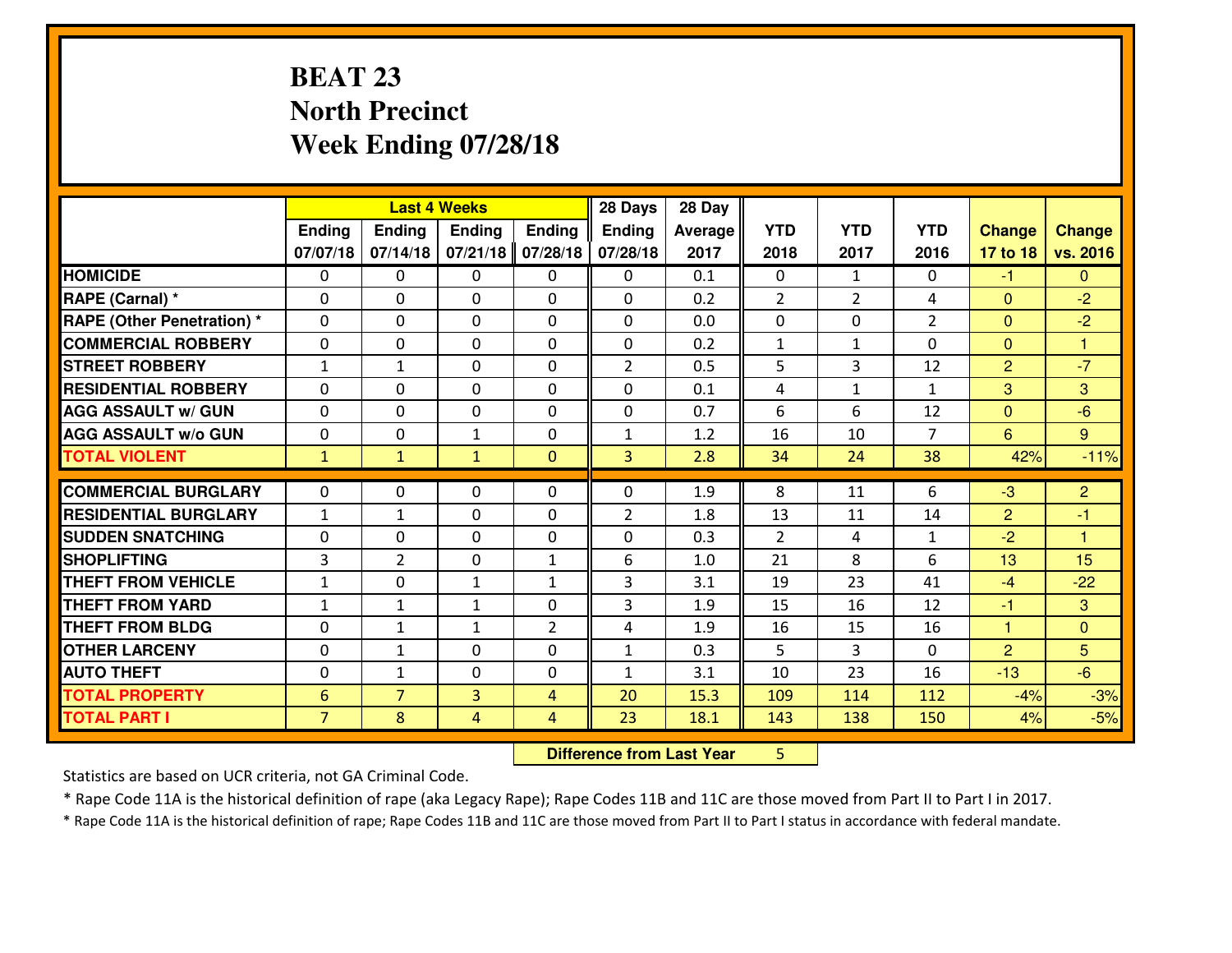# BEAT 23
## North Precinct
## Week Ending 07/28/18

| | Last 4 Weeks | | | | 28 Days | 28 Day | | | | | |
|---|---|---|---|---|---|---|---|---|---|---|---|
| | Ending 07/07/18 | Ending 07/14/18 | Ending 07/21/18 | Ending 07/28/18 | Ending 07/28/18 | Average 2017 | YTD 2018 | YTD 2017 | YTD 2016 | Change 17 to 18 | Change vs. 2016 |
| **HOMICIDE** | 0 | 0 | 0 | 0 | 0 | 0.1 | 0 | 1 | 0 | -1 | 0 |
| **RAPE (Carnal) *** | 0 | 0 | 0 | 0 | 0 | 0.2 | 2 | 2 | 4 | 0 | -2 |
| **RAPE (Other Penetration) *** | 0 | 0 | 0 | 0 | 0 | 0.0 | 0 | 0 | 2 | 0 | -2 |
| **COMMERCIAL ROBBERY** | 0 | 0 | 0 | 0 | 0 | 0.2 | 1 | 1 | 0 | 0 | 1 |
| **STREET ROBBERY** | 1 | 1 | 0 | 0 | 2 | 0.5 | 5 | 3 | 12 | 2 | -7 |
| **RESIDENTIAL ROBBERY** | 0 | 0 | 0 | 0 | 0 | 0.1 | 4 | 1 | 1 | 3 | 3 |
| **AGG ASSAULT w/ GUN** | 0 | 0 | 0 | 0 | 0 | 0.7 | 6 | 6 | 12 | 0 | -6 |
| **AGG ASSAULT w/o GUN** | 0 | 0 | 1 | 0 | 1 | 1.2 | 16 | 10 | 7 | 6 | 9 |
| **TOTAL VIOLENT** | 1 | 1 | 1 | 0 | 3 | 2.8 | 34 | 24 | 38 | 42% | -11% |
| **COMMERCIAL BURGLARY** | 0 | 0 | 0 | 0 | 0 | 1.9 | 8 | 11 | 6 | -3 | 2 |
| **RESIDENTIAL BURGLARY** | 1 | 1 | 0 | 0 | 2 | 1.8 | 13 | 11 | 14 | 2 | -1 |
| **SUDDEN SNATCHING** | 0 | 0 | 0 | 0 | 0 | 0.3 | 2 | 4 | 1 | -2 | 1 |
| **SHOPLIFTING** | 3 | 2 | 0 | 1 | 6 | 1.0 | 21 | 8 | 6 | 13 | 15 |
| **THEFT FROM VEHICLE** | 1 | 0 | 1 | 1 | 3 | 3.1 | 19 | 23 | 41 | -4 | -22 |
| **THEFT FROM YARD** | 1 | 1 | 1 | 0 | 3 | 1.9 | 15 | 16 | 12 | -1 | 3 |
| **THEFT FROM BLDG** | 0 | 1 | 1 | 2 | 4 | 1.9 | 16 | 15 | 16 | 1 | 0 |
| **OTHER LARCENY** | 0 | 1 | 0 | 0 | 1 | 0.3 | 5 | 3 | 0 | 2 | 5 |
| **AUTO THEFT** | 0 | 1 | 0 | 0 | 1 | 3.1 | 10 | 23 | 16 | -13 | -6 |
| **TOTAL PROPERTY** | 6 | 7 | 3 | 4 | 20 | 15.3 | 109 | 114 | 112 | -4% | -3% |
| **TOTAL PART I** | 7 | 8 | 4 | 4 | 23 | 18.1 | 143 | 138 | 150 | 4% | -5% |

**Difference from Last Year** 5

Statistics are based on UCR criteria, not GA Criminal Code.

* Rape Code 11A is the historical definition of rape (aka Legacy Rape); Rape Codes 11B and 11C are those moved from Part II to Part I in 2017.

* Rape Code 11A is the historical definition of rape; Rape Codes 11B and 11C are those moved from Part II to Part I status in accordance with federal mandate.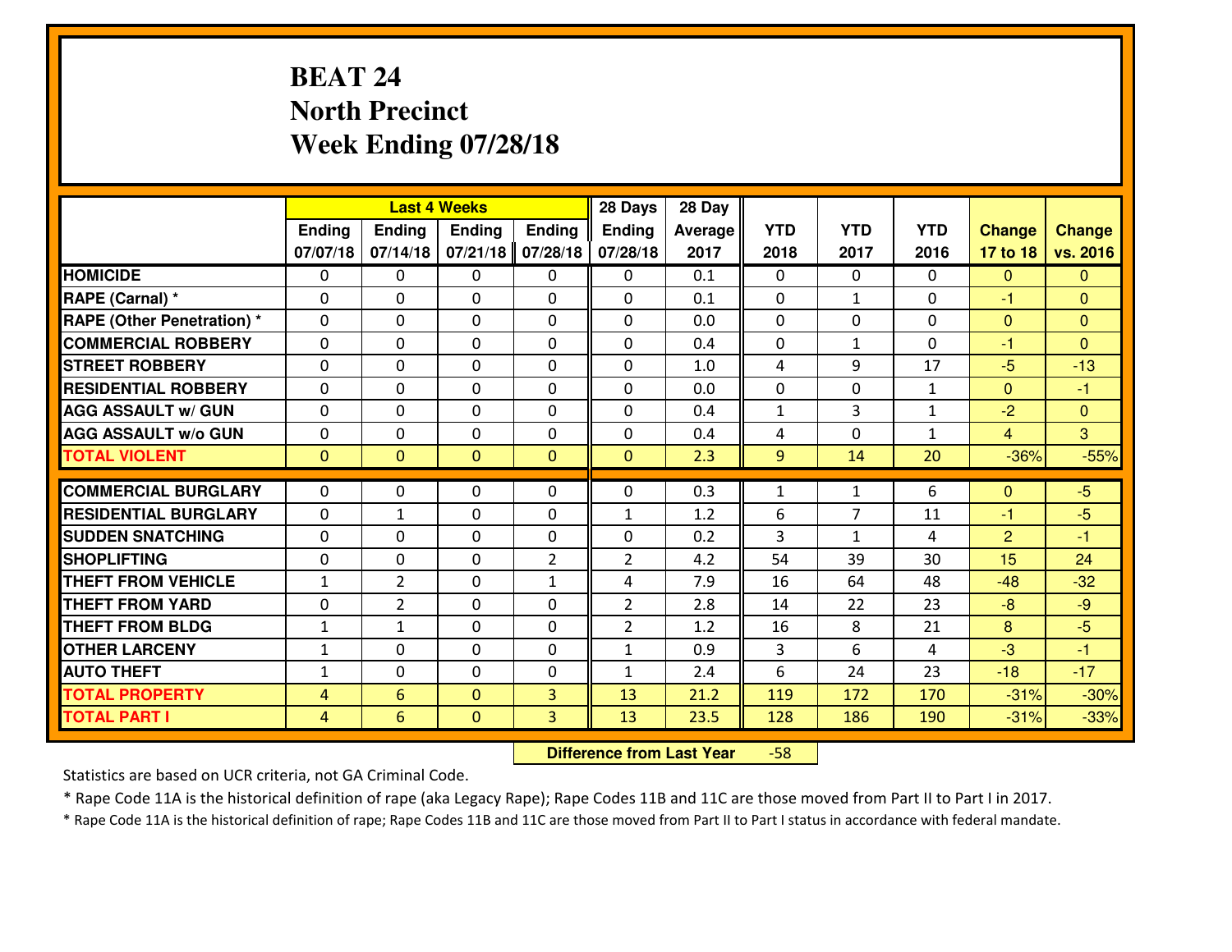# BEAT 24
# North Precinct
# Week Ending 07/28/18

| | Last 4 Weeks | | | | 28 Days | 28 Day | | | | | |
|---|---|---|---|---|---|---|---|---|---|---|---|
| | Ending 07/07/18 | Ending 07/14/18 | Ending 07/21/18 | Ending 07/28/18 | Ending 07/28/18 | Average 2017 | YTD 2018 | YTD 2017 | YTD 2016 | Change 17 to 18 | Change vs. 2016 |
| **HOMICIDE** | 0 | 0 | 0 | 0 | 0 | 0.1 | 0 | 0 | 0 | 0 | 0 |
| **RAPE (Carnal) *** | 0 | 0 | 0 | 0 | 0 | 0.1 | 0 | 1 | 0 | -1 | 0 |
| **RAPE (Other Penetration) *** | 0 | 0 | 0 | 0 | 0 | 0.0 | 0 | 0 | 0 | 0 | 0 |
| **COMMERCIAL ROBBERY** | 0 | 0 | 0 | 0 | 0 | 0.4 | 0 | 1 | 0 | -1 | 0 |
| **STREET ROBBERY** | 0 | 0 | 0 | 0 | 0 | 1.0 | 4 | 9 | 17 | -5 | -13 |
| **RESIDENTIAL ROBBERY** | 0 | 0 | 0 | 0 | 0 | 0.0 | 0 | 0 | 1 | 0 | -1 |
| **AGG ASSAULT w/ GUN** | 0 | 0 | 0 | 0 | 0 | 0.4 | 1 | 3 | 1 | -2 | 0 |
| **AGG ASSAULT w/o GUN** | 0 | 0 | 0 | 0 | 0 | 0.4 | 4 | 0 | 1 | 4 | 3 |
| **TOTAL VIOLENT** | 0 | 0 | 0 | 0 | 0 | 2.3 | 9 | 14 | 20 | -36% | -55% |
| **COMMERCIAL BURGLARY** | 0 | 0 | 0 | 0 | 0 | 0.3 | 1 | 1 | 6 | 0 | -5 |
| **RESIDENTIAL BURGLARY** | 0 | 1 | 0 | 0 | 1 | 1.2 | 6 | 7 | 11 | -1 | -5 |
| **SUDDEN SNATCHING** | 0 | 0 | 0 | 0 | 0 | 0.2 | 3 | 1 | 4 | 2 | -1 |
| **SHOPLIFTING** | 0 | 0 | 0 | 2 | 2 | 4.2 | 54 | 39 | 30 | 15 | 24 |
| **THEFT FROM VEHICLE** | 1 | 2 | 0 | 1 | 4 | 7.9 | 16 | 64 | 48 | -48 | -32 |
| **THEFT FROM YARD** | 0 | 2 | 0 | 0 | 2 | 2.8 | 14 | 22 | 23 | -8 | -9 |
| **THEFT FROM BLDG** | 1 | 1 | 0 | 0 | 2 | 1.2 | 16 | 8 | 21 | 8 | -5 |
| **OTHER LARCENY** | 1 | 0 | 0 | 0 | 1 | 0.9 | 3 | 6 | 4 | -3 | -1 |
| **AUTO THEFT** | 1 | 0 | 0 | 0 | 1 | 2.4 | 6 | 24 | 23 | -18 | -17 |
| **TOTAL PROPERTY** | 4 | 6 | 0 | 3 | 13 | 21.2 | 119 | 172 | 170 | -31% | -30% |
| **TOTAL PART I** | 4 | 6 | 0 | 3 | 13 | 23.5 | 128 | 186 | 190 | -31% | -33% |

**Difference from Last Year** -58

Statistics are based on UCR criteria, not GA Criminal Code.

* Rape Code 11A is the historical definition of rape (aka Legacy Rape); Rape Codes 11B and 11C are those moved from Part II to Part I in 2017.

* Rape Code 11A is the historical definition of rape; Rape Codes 11B and 11C are those moved from Part II to Part I status in accordance with federal mandate.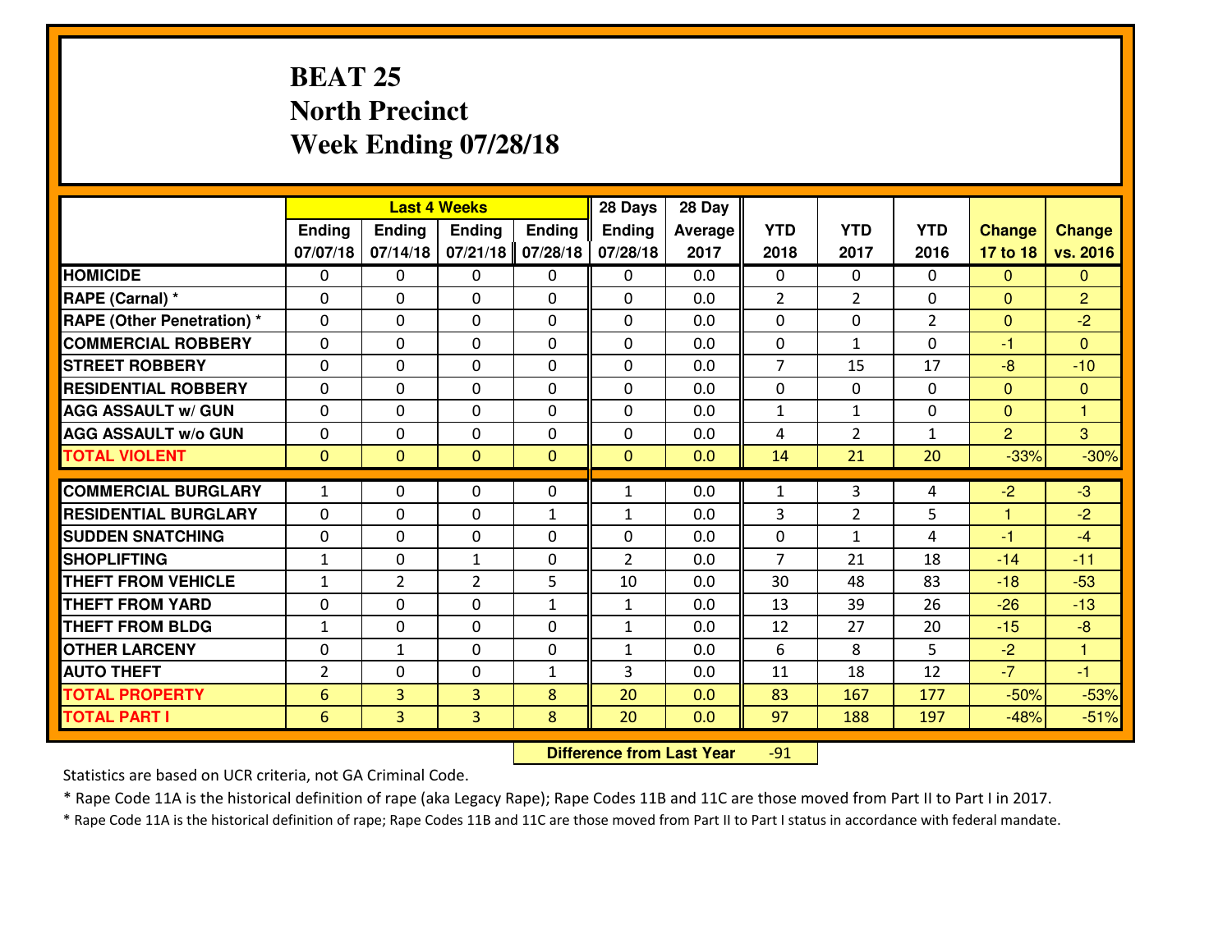# BEAT 25
## North Precinct
## Week Ending 07/28/18

| | Last 4 Weeks | | | | 28 Days | 28 Day | | | | | |
|---|---|---|---|---|---|---|---|---|---|---|---|
| | Ending 07/07/18 | Ending 07/14/18 | Ending 07/21/18 | Ending 07/28/18 | Ending 07/28/18 | Average 2017 | YTD 2018 | YTD 2017 | YTD 2016 | Change 17 to 18 | Change vs. 2016 |
| HOMICIDE | 0 | 0 | 0 | 0 | 0 | 0.0 | 0 | 0 | 0 | 0 | 0 |
| RAPE (Carnal) * | 0 | 0 | 0 | 0 | 0 | 0.0 | 2 | 2 | 0 | 0 | 2 |
| RAPE (Other Penetration) * | 0 | 0 | 0 | 0 | 0 | 0.0 | 0 | 0 | 2 | 0 | -2 |
| COMMERCIAL ROBBERY | 0 | 0 | 0 | 0 | 0 | 0.0 | 0 | 1 | 0 | -1 | 0 |
| STREET ROBBERY | 0 | 0 | 0 | 0 | 0 | 0.0 | 7 | 15 | 17 | -8 | -10 |
| RESIDENTIAL ROBBERY | 0 | 0 | 0 | 0 | 0 | 0.0 | 0 | 0 | 0 | 0 | 0 |
| AGG ASSAULT w/ GUN | 0 | 0 | 0 | 0 | 0 | 0.0 | 1 | 1 | 0 | 0 | 1 |
| AGG ASSAULT w/o GUN | 0 | 0 | 0 | 0 | 0 | 0.0 | 4 | 2 | 1 | 2 | 3 |
| TOTAL VIOLENT | 0 | 0 | 0 | 0 | 0 | 0.0 | 14 | 21 | 20 | -33% | -30% |
| COMMERCIAL BURGLARY | 1 | 0 | 0 | 0 | 1 | 0.0 | 1 | 3 | 4 | -2 | -3 |
| RESIDENTIAL BURGLARY | 0 | 0 | 0 | 1 | 1 | 0.0 | 3 | 2 | 5 | 1 | -2 |
| SUDDEN SNATCHING | 0 | 0 | 0 | 0 | 0 | 0.0 | 0 | 1 | 4 | -1 | -4 |
| SHOPLIFTING | 1 | 0 | 1 | 0 | 2 | 0.0 | 7 | 21 | 18 | -14 | -11 |
| THEFT FROM VEHICLE | 1 | 2 | 2 | 5 | 10 | 0.0 | 30 | 48 | 83 | -18 | -53 |
| THEFT FROM YARD | 0 | 0 | 0 | 1 | 1 | 0.0 | 13 | 39 | 26 | -26 | -13 |
| THEFT FROM BLDG | 1 | 0 | 0 | 0 | 1 | 0.0 | 12 | 27 | 20 | -15 | -8 |
| OTHER LARCENY | 0 | 1 | 0 | 0 | 1 | 0.0 | 6 | 8 | 5 | -2 | 1 |
| AUTO THEFT | 2 | 0 | 0 | 1 | 3 | 0.0 | 11 | 18 | 12 | -7 | -1 |
| TOTAL PROPERTY | 6 | 3 | 3 | 8 | 20 | 0.0 | 83 | 167 | 177 | -50% | -53% |
| TOTAL PART I | 6 | 3 | 3 | 8 | 20 | 0.0 | 97 | 188 | 197 | -48% | -51% |

**Difference from Last Year** -91

Statistics are based on UCR criteria, not GA Criminal Code.

* Rape Code 11A is the historical definition of rape (aka Legacy Rape); Rape Codes 11B and 11C are those moved from Part II to Part I in 2017.

* Rape Code 11A is the historical definition of rape; Rape Codes 11B and 11C are those moved from Part II to Part I status in accordance with federal mandate.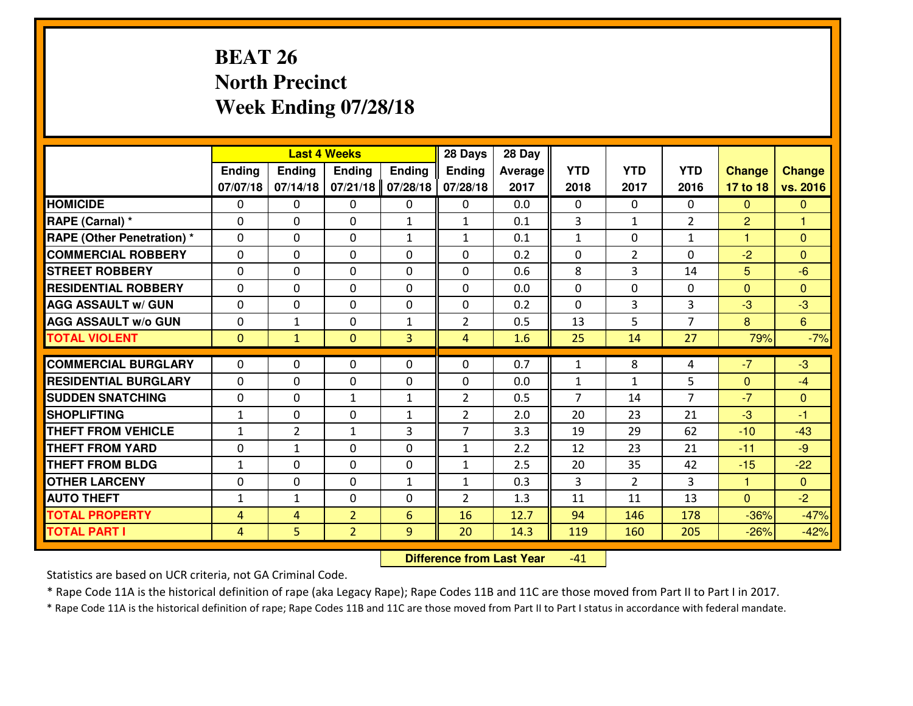# BEAT 26
## North Precinct
## Week Ending 07/28/18

| | Last 4 Weeks | | | | 28 Days | 28 Day | | | | | |
|---|---|---|---|---|---|---|---|---|---|---|---|
| | Ending 07/07/18 | Ending 07/14/18 | Ending 07/21/18 | Ending 07/28/18 | Ending 07/28/18 | Average 2017 | YTD 2018 | YTD 2017 | YTD 2016 | Change 17 to 18 | Change vs. 2016 |
| **HOMICIDE** | 0 | 0 | 0 | 0 | 0 | 0.0 | 0 | 0 | 0 | 0 | 0 |
| **RAPE (Carnal) *** | 0 | 0 | 0 | 1 | 1 | 0.1 | 3 | 1 | 2 | 2 | 1 |
| **RAPE (Other Penetration) *** | 0 | 0 | 0 | 1 | 1 | 0.1 | 1 | 0 | 1 | 1 | 0 |
| **COMMERCIAL ROBBERY** | 0 | 0 | 0 | 0 | 0 | 0.2 | 0 | 2 | 0 | -2 | 0 |
| **STREET ROBBERY** | 0 | 0 | 0 | 0 | 0 | 0.6 | 8 | 3 | 14 | 5 | -6 |
| **RESIDENTIAL ROBBERY** | 0 | 0 | 0 | 0 | 0 | 0.0 | 0 | 0 | 0 | 0 | 0 |
| **AGG ASSAULT w/ GUN** | 0 | 0 | 0 | 0 | 0 | 0.2 | 0 | 3 | 3 | -3 | -3 |
| **AGG ASSAULT w/o GUN** | 0 | 1 | 0 | 1 | 2 | 0.5 | 13 | 5 | 7 | 8 | 6 |
| **TOTAL VIOLENT** | 0 | 1 | 0 | 3 | 4 | 1.6 | 25 | 14 | 27 | 79% | -7% |
| **COMMERCIAL BURGLARY** | 0 | 0 | 0 | 0 | 0 | 0.7 | 1 | 8 | 4 | -7 | -3 |
| **RESIDENTIAL BURGLARY** | 0 | 0 | 0 | 0 | 0 | 0.0 | 1 | 1 | 5 | 0 | -4 |
| **SUDDEN SNATCHING** | 0 | 0 | 1 | 1 | 2 | 0.5 | 7 | 14 | 7 | -7 | 0 |
| **SHOPLIFTING** | 1 | 0 | 0 | 1 | 2 | 2.0 | 20 | 23 | 21 | -3 | -1 |
| **THEFT FROM VEHICLE** | 1 | 2 | 1 | 3 | 7 | 3.3 | 19 | 29 | 62 | -10 | -43 |
| **THEFT FROM YARD** | 0 | 1 | 0 | 0 | 1 | 2.2 | 12 | 23 | 21 | -11 | -9 |
| **THEFT FROM BLDG** | 1 | 0 | 0 | 0 | 1 | 2.5 | 20 | 35 | 42 | -15 | -22 |
| **OTHER LARCENY** | 0 | 0 | 0 | 1 | 1 | 0.3 | 3 | 2 | 3 | 1 | 0 |
| **AUTO THEFT** | 1 | 1 | 0 | 0 | 2 | 1.3 | 11 | 11 | 13 | 0 | -2 |
| **TOTAL PROPERTY** | 4 | 4 | 2 | 6 | 16 | 12.7 | 94 | 146 | 178 | -36% | -47% |
| **TOTAL PART I** | 4 | 5 | 2 | 9 | 20 | 14.3 | 119 | 160 | 205 | -26% | -42% |

**Difference from Last Year** -41

Statistics are based on UCR criteria, not GA Criminal Code.

* Rape Code 11A is the historical definition of rape (aka Legacy Rape); Rape Codes 11B and 11C are those moved from Part II to Part I in 2017.

* Rape Code 11A is the historical definition of rape; Rape Codes 11B and 11C are those moved from Part II to Part I status in accordance with federal mandate.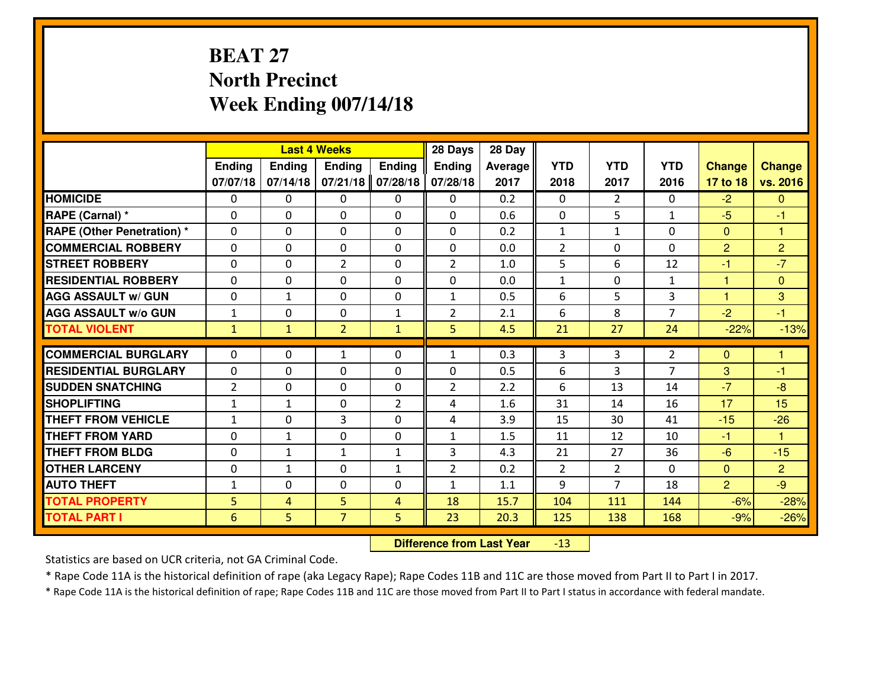# BEAT 27
## North Precinct
## Week Ending 007/14/18

| | Last 4 Weeks | | | | 28 Days | 28 Day | | | | | |
|---|---|---|---|---|---|---|---|---|---|---|---|
| | Ending 07/07/18 | Ending 07/14/18 | Ending 07/21/18 | Ending 07/28/18 | Ending 07/28/18 | Average 2017 | YTD 2018 | YTD 2017 | YTD 2016 | Change 17 to 18 | Change vs. 2016 |
| HOMICIDE | 0 | 0 | 0 | 0 | 0 | 0.2 | 0 | 2 | 0 | -2 | 0 |
| RAPE (Carnal) * | 0 | 0 | 0 | 0 | 0 | 0.6 | 0 | 5 | 1 | -5 | -1 |
| RAPE (Other Penetration) * | 0 | 0 | 0 | 0 | 0 | 0.2 | 1 | 1 | 0 | 0 | 1 |
| COMMERCIAL ROBBERY | 0 | 0 | 0 | 0 | 0 | 0.0 | 2 | 0 | 0 | 2 | 2 |
| STREET ROBBERY | 0 | 0 | 2 | 0 | 2 | 1.0 | 5 | 6 | 12 | -1 | -7 |
| RESIDENTIAL ROBBERY | 0 | 0 | 0 | 0 | 0 | 0.0 | 1 | 0 | 1 | 1 | 0 |
| AGG ASSAULT w/ GUN | 0 | 1 | 0 | 0 | 1 | 0.5 | 6 | 5 | 3 | 1 | 3 |
| AGG ASSAULT w/o GUN | 1 | 0 | 0 | 1 | 2 | 2.1 | 6 | 8 | 7 | -2 | -1 |
| TOTAL VIOLENT | 1 | 1 | 2 | 1 | 5 | 4.5 | 21 | 27 | 24 | -22% | -13% |
| COMMERCIAL BURGLARY | 0 | 0 | 1 | 0 | 1 | 0.3 | 3 | 3 | 2 | 0 | 1 |
| RESIDENTIAL BURGLARY | 0 | 0 | 0 | 0 | 0 | 0.5 | 6 | 3 | 7 | 3 | -1 |
| SUDDEN SNATCHING | 2 | 0 | 0 | 0 | 2 | 2.2 | 6 | 13 | 14 | -7 | -8 |
| SHOPLIFTING | 1 | 1 | 0 | 2 | 4 | 1.6 | 31 | 14 | 16 | 17 | 15 |
| THEFT FROM VEHICLE | 1 | 0 | 3 | 0 | 4 | 3.9 | 15 | 30 | 41 | -15 | -26 |
| THEFT FROM YARD | 0 | 1 | 0 | 0 | 1 | 1.5 | 11 | 12 | 10 | -1 | 1 |
| THEFT FROM BLDG | 0 | 1 | 1 | 1 | 3 | 4.3 | 21 | 27 | 36 | -6 | -15 |
| OTHER LARCENY | 0 | 1 | 0 | 1 | 2 | 0.2 | 2 | 2 | 0 | 0 | 2 |
| AUTO THEFT | 1 | 0 | 0 | 0 | 1 | 1.1 | 9 | 7 | 18 | 2 | -9 |
| TOTAL PROPERTY | 5 | 4 | 5 | 4 | 18 | 15.7 | 104 | 111 | 144 | -6% | -28% |
| TOTAL PART I | 6 | 5 | 7 | 5 | 23 | 20.3 | 125 | 138 | 168 | -9% | -26% |

**Difference from Last Year** -13

Statistics are based on UCR criteria, not GA Criminal Code.

* Rape Code 11A is the historical definition of rape (aka Legacy Rape); Rape Codes 11B and 11C are those moved from Part II to Part I in 2017.

* Rape Code 11A is the historical definition of rape; Rape Codes 11B and 11C are those moved from Part II to Part I status in accordance with federal mandate.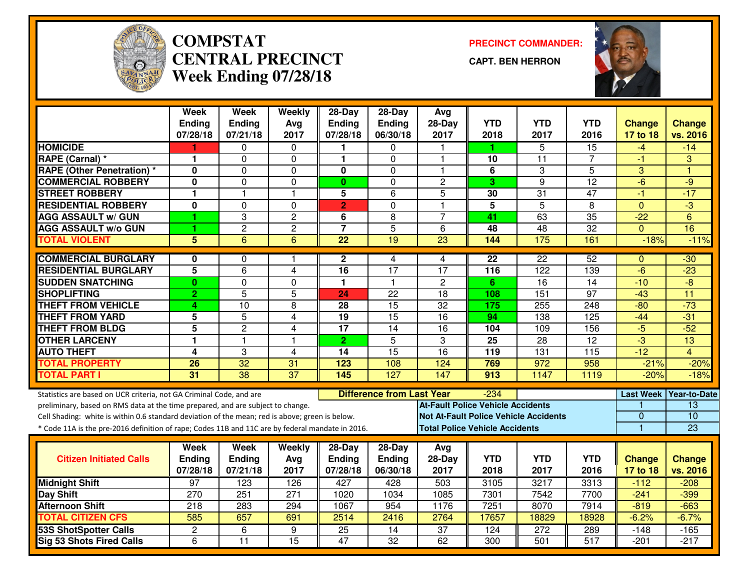# COMPSTAT CENTRAL PRECINCT
## Week Ending 07/28/18

**PRECINCT COMMANDER:**
**CAPT. BEN HERRON**

| | Week Ending 07/28/18 | Week Ending 07/21/18 | Weekly Avg 2017 | 28-Day Ending 07/28/18 | 28-Day Ending 06/30/18 | Avg 28-Day 2017 | YTD 2018 | YTD 2017 | YTD 2016 | Change 17 to 18 | Change vs. 2016 |
|---|---|---|---|---|---|---|---|---|---|---|---|
| HOMICIDE | 1 | 0 | 0 | 1 | 0 | 1 | 1 | 5 | 15 | -4 | -14 |
| RAPE (Carnal) * | 1 | 0 | 0 | 1 | 0 | 1 | 10 | 11 | 7 | -1 | 3 |
| RAPE (Other Penetration) * | 0 | 0 | 0 | 0 | 0 | 1 | 6 | 3 | 5 | 3 | 1 |
| COMMERCIAL ROBBERY | 0 | 0 | 0 | 0 | 0 | 2 | 3 | 9 | 12 | -6 | -9 |
| STREET ROBBERY | 1 | 1 | 1 | 5 | 6 | 5 | 30 | 31 | 47 | -1 | -17 |
| RESIDENTIAL ROBBERY | 0 | 0 | 0 | 2 | 0 | 1 | 5 | 5 | 8 | 0 | -3 |
| AGG ASSAULT w/ GUN | 1 | 3 | 2 | 6 | 8 | 7 | 41 | 63 | 35 | -22 | 6 |
| AGG ASSAULT w/o GUN | 1 | 2 | 2 | 7 | 5 | 6 | 48 | 48 | 32 | 0 | 16 |
| TOTAL VIOLENT | 5 | 6 | 6 | 22 | 19 | 23 | 144 | 175 | 161 | -18% | -11% |
| COMMERCIAL BURGLARY | 0 | 0 | 1 | 2 | 4 | 4 | 22 | 22 | 52 | 0 | -30 |
| RESIDENTIAL BURGLARY | 5 | 6 | 4 | 16 | 17 | 17 | 116 | 122 | 139 | -6 | -23 |
| SUDDEN SNATCHING | 0 | 0 | 0 | 1 | 1 | 2 | 6 | 16 | 14 | -10 | -8 |
| SHOPLIFTING | 2 | 5 | 5 | 24 | 22 | 18 | 108 | 151 | 97 | -43 | 11 |
| THEFT FROM VEHICLE | 4 | 10 | 8 | 28 | 15 | 32 | 175 | 255 | 248 | -80 | -73 |
| THEFT FROM YARD | 5 | 5 | 4 | 19 | 15 | 16 | 94 | 138 | 125 | -44 | -31 |
| THEFT FROM BLDG | 5 | 2 | 4 | 17 | 14 | 16 | 104 | 109 | 156 | -5 | -52 |
| OTHER LARCENY | 1 | 1 | 1 | 2 | 5 | 3 | 25 | 28 | 12 | -3 | 13 |
| AUTO THEFT | 4 | 3 | 4 | 14 | 15 | 16 | 119 | 131 | 115 | -12 | 4 |
| TOTAL PROPERTY | 26 | 32 | 31 | 123 | 108 | 124 | 769 | 972 | 958 | -21% | -20% |
| TOTAL PART I | 31 | 38 | 37 | 145 | 127 | 147 | 913 | 1147 | 1119 | -20% | -18% |

Statistics are based on UCR criteria, not GA Criminal Code, and are preliminary, based on RMS data at the time prepared, and are subject to change.
Cell Shading: white is within 0.6 standard deviation of the mean; red is above; green is below.
* Code 11A is the pre-2016 definition of rape; Codes 11B and 11C are by federal mandate in 2016.

**Difference from Last Year:** -234

| | Last Week | Year-to-Date |
|---|---|---|
| At-Fault Police Vehicle Accidents | 1 | 13 |
| Not At-Fault Police Vehicle Accidents | 0 | 10 |
| Total Police Vehicle Accidents | 1 | 23 |

| Citizen Initiated Calls | Week Ending 07/28/18 | Week Ending 07/21/18 | Weekly Avg 2017 | 28-Day Ending 07/28/18 | 28-Day Ending 06/30/18 | Avg 28-Day 2017 | YTD 2018 | YTD 2017 | YTD 2016 | Change 17 to 18 | Change vs. 2016 |
|---|---|---|---|---|---|---|---|---|---|---|---|
| Midnight Shift | 97 | 123 | 126 | 427 | 428 | 503 | 3105 | 3217 | 3313 | -112 | -208 |
| Day Shift | 270 | 251 | 271 | 1020 | 1034 | 1085 | 7301 | 7542 | 7700 | -241 | -399 |
| Afternoon Shift | 218 | 283 | 294 | 1067 | 954 | 1176 | 7251 | 8070 | 7914 | -819 | -663 |
| TOTAL CITIZEN CFS | 585 | 657 | 691 | 2514 | 2416 | 2764 | 17657 | 18829 | 18928 | -6.2% | -6.7% |
| 53S ShotSpotter Calls | 2 | 6 | 9 | 25 | 14 | 37 | 124 | 272 | 289 | -148 | -165 |
| Sig 53 Shots Fired Calls | 6 | 11 | 15 | 47 | 32 | 62 | 300 | 501 | 517 | -201 | -217 |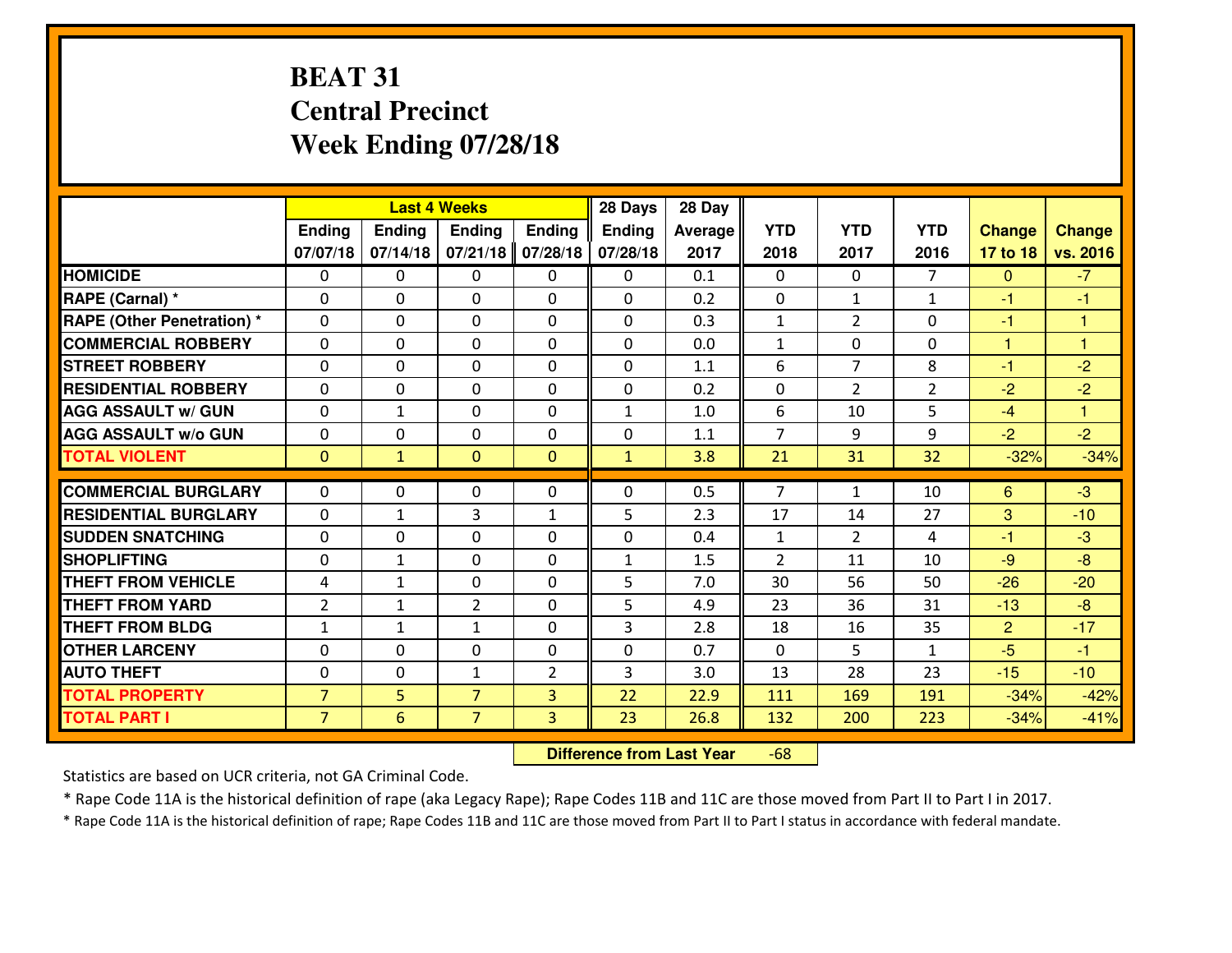# BEAT 31
## Central Precinct
## Week Ending 07/28/18

| | Last 4 Weeks | | | | 28 Days | 28 Day | | | | | |
|---|---|---|---|---|---|---|---|---|---|---|---|
| | Ending 07/07/18 | Ending 07/14/18 | Ending 07/21/18 | Ending 07/28/18 | Ending 07/28/18 | Average 2017 | YTD 2018 | YTD 2017 | YTD 2016 | Change 17 to 18 | Change vs. 2016 |
| **HOMICIDE** | 0 | 0 | 0 | 0 | 0 | 0.1 | 0 | 0 | 7 | 0 | -7 |
| **RAPE (Carnal) *** | 0 | 0 | 0 | 0 | 0 | 0.2 | 0 | 1 | 1 | -1 | -1 |
| **RAPE (Other Penetration) *** | 0 | 0 | 0 | 0 | 0 | 0.3 | 1 | 2 | 0 | -1 | 1 |
| **COMMERCIAL ROBBERY** | 0 | 0 | 0 | 0 | 0 | 0.0 | 1 | 0 | 0 | 1 | 1 |
| **STREET ROBBERY** | 0 | 0 | 0 | 0 | 0 | 1.1 | 6 | 7 | 8 | -1 | -2 |
| **RESIDENTIAL ROBBERY** | 0 | 0 | 0 | 0 | 0 | 0.2 | 0 | 2 | 2 | -2 | -2 |
| **AGG ASSAULT w/ GUN** | 0 | 1 | 0 | 0 | 1 | 1.0 | 6 | 10 | 5 | -4 | 1 |
| **AGG ASSAULT w/o GUN** | 0 | 0 | 0 | 0 | 0 | 1.1 | 7 | 9 | 9 | -2 | -2 |
| **TOTAL VIOLENT** | 0 | 1 | 0 | 0 | 1 | 3.8 | 21 | 31 | 32 | -32% | -34% |
| **COMMERCIAL BURGLARY** | 0 | 0 | 0 | 0 | 0 | 0.5 | 7 | 1 | 10 | 6 | -3 |
| **RESIDENTIAL BURGLARY** | 0 | 1 | 3 | 1 | 5 | 2.3 | 17 | 14 | 27 | 3 | -10 |
| **SUDDEN SNATCHING** | 0 | 0 | 0 | 0 | 0 | 0.4 | 1 | 2 | 4 | -1 | -3 |
| **SHOPLIFTING** | 0 | 1 | 0 | 0 | 1 | 1.5 | 2 | 11 | 10 | -9 | -8 |
| **THEFT FROM VEHICLE** | 4 | 1 | 0 | 0 | 5 | 7.0 | 30 | 56 | 50 | -26 | -20 |
| **THEFT FROM YARD** | 2 | 1 | 2 | 0 | 5 | 4.9 | 23 | 36 | 31 | -13 | -8 |
| **THEFT FROM BLDG** | 1 | 1 | 1 | 0 | 3 | 2.8 | 18 | 16 | 35 | 2 | -17 |
| **OTHER LARCENY** | 0 | 0 | 0 | 0 | 0 | 0.7 | 0 | 5 | 1 | -5 | -1 |
| **AUTO THEFT** | 0 | 0 | 1 | 2 | 3 | 3.0 | 13 | 28 | 23 | -15 | -10 |
| **TOTAL PROPERTY** | 7 | 5 | 7 | 3 | 22 | 22.9 | 111 | 169 | 191 | -34% | -42% |
| **TOTAL PART I** | 7 | 6 | 7 | 3 | 23 | 26.8 | 132 | 200 | 223 | -34% | -41% |

**Difference from Last Year** -68

Statistics are based on UCR criteria, not GA Criminal Code.

* Rape Code 11A is the historical definition of rape (aka Legacy Rape); Rape Codes 11B and 11C are those moved from Part II to Part I in 2017.

* Rape Code 11A is the historical definition of rape; Rape Codes 11B and 11C are those moved from Part II to Part I status in accordance with federal mandate.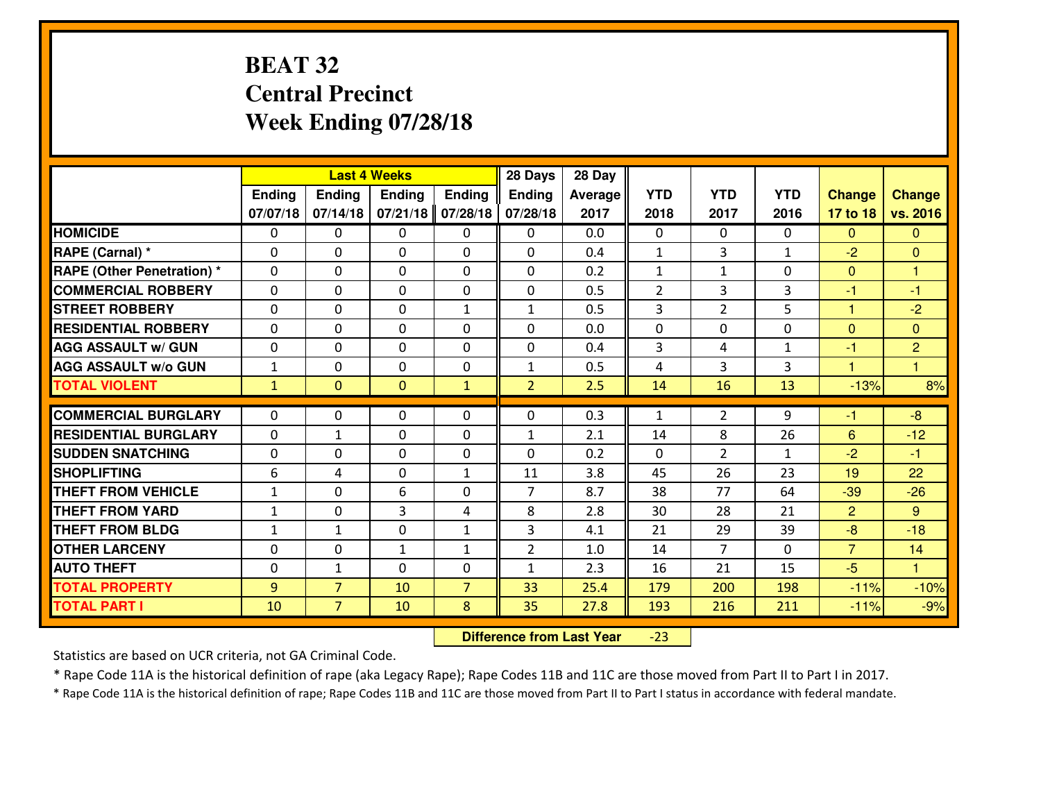# BEAT 32
## Central Precinct
## Week Ending 07/28/18

| | Last 4 Weeks | | | | 28 Days | 28 Day | | | | | |
|---|---|---|---|---|---|---|---|---|---|---|---|
| | Ending 07/07/18 | Ending 07/14/18 | Ending 07/21/18 | Ending 07/28/18 | Ending 07/28/18 | Average 2017 | YTD 2018 | YTD 2017 | YTD 2016 | Change 17 to 18 | Change vs. 2016 |
| **HOMICIDE** | 0 | 0 | 0 | 0 | 0 | 0.0 | 0 | 0 | 0 | 0 | 0 |
| **RAPE (Carnal) *** | 0 | 0 | 0 | 0 | 0 | 0.4 | 1 | 3 | 1 | -2 | 0 |
| **RAPE (Other Penetration) *** | 0 | 0 | 0 | 0 | 0 | 0.2 | 1 | 1 | 0 | 0 | 1 |
| **COMMERCIAL ROBBERY** | 0 | 0 | 0 | 0 | 0 | 0.5 | 2 | 3 | 3 | -1 | -1 |
| **STREET ROBBERY** | 0 | 0 | 0 | 1 | 1 | 0.5 | 3 | 2 | 5 | 1 | -2 |
| **RESIDENTIAL ROBBERY** | 0 | 0 | 0 | 0 | 0 | 0.0 | 0 | 0 | 0 | 0 | 0 |
| **AGG ASSAULT w/ GUN** | 0 | 0 | 0 | 0 | 0 | 0.4 | 3 | 4 | 1 | -1 | 2 |
| **AGG ASSAULT w/o GUN** | 1 | 0 | 0 | 0 | 1 | 0.5 | 4 | 3 | 3 | 1 | 1 |
| **TOTAL VIOLENT** | 1 | 0 | 0 | 1 | 2 | 2.5 | 14 | 16 | 13 | -13% | 8% |
| **COMMERCIAL BURGLARY** | 0 | 0 | 0 | 0 | 0 | 0.3 | 1 | 2 | 9 | -1 | -8 |
| **RESIDENTIAL BURGLARY** | 0 | 1 | 0 | 0 | 1 | 2.1 | 14 | 8 | 26 | 6 | -12 |
| **SUDDEN SNATCHING** | 0 | 0 | 0 | 0 | 0 | 0.2 | 0 | 2 | 1 | -2 | -1 |
| **SHOPLIFTING** | 6 | 4 | 0 | 1 | 11 | 3.8 | 45 | 26 | 23 | 19 | 22 |
| **THEFT FROM VEHICLE** | 1 | 0 | 6 | 0 | 7 | 8.7 | 38 | 77 | 64 | -39 | -26 |
| **THEFT FROM YARD** | 1 | 0 | 3 | 4 | 8 | 2.8 | 30 | 28 | 21 | 2 | 9 |
| **THEFT FROM BLDG** | 1 | 1 | 0 | 1 | 3 | 4.1 | 21 | 29 | 39 | -8 | -18 |
| **OTHER LARCENY** | 0 | 0 | 1 | 1 | 2 | 1.0 | 14 | 7 | 0 | 7 | 14 |
| **AUTO THEFT** | 0 | 1 | 0 | 0 | 1 | 2.3 | 16 | 21 | 15 | -5 | 1 |
| **TOTAL PROPERTY** | 9 | 7 | 10 | 7 | 33 | 25.4 | 179 | 200 | 198 | -11% | -10% |
| **TOTAL PART I** | 10 | 7 | 10 | 8 | 35 | 27.8 | 193 | 216 | 211 | -11% | -9% |

**Difference from Last Year** -23

Statistics are based on UCR criteria, not GA Criminal Code.

* Rape Code 11A is the historical definition of rape (aka Legacy Rape); Rape Codes 11B and 11C are those moved from Part II to Part I in 2017.

* Rape Code 11A is the historical definition of rape; Rape Codes 11B and 11C are those moved from Part II to Part I status in accordance with federal mandate.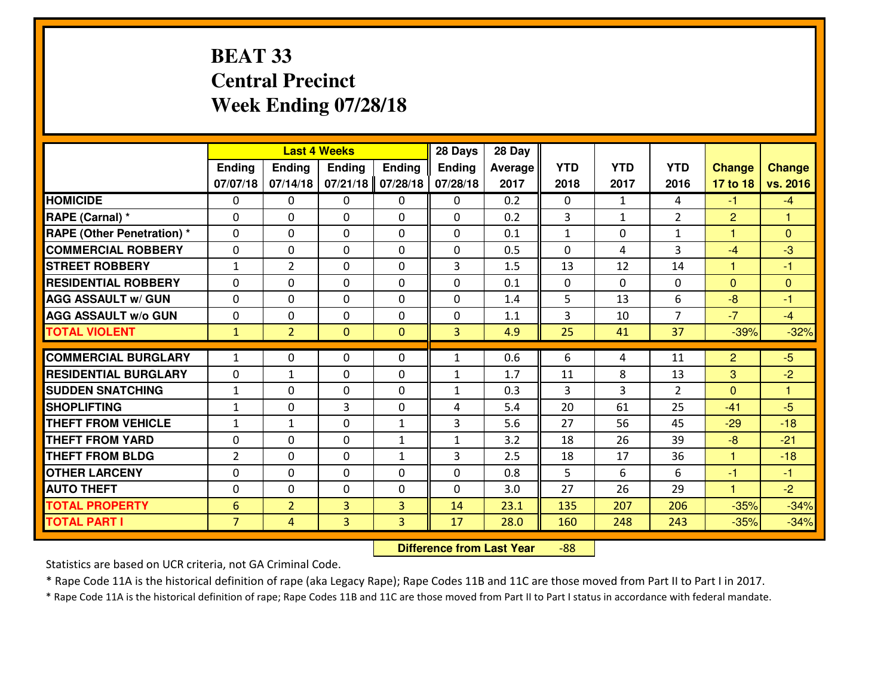# BEAT 33
## Central Precinct
## Week Ending 07/28/18

| | Last 4 Weeks | | | | 28 Days | 28 Day | | | | | |
|---|---|---|---|---|---|---|---|---|---|---|---|
| | Ending 07/07/18 | Ending 07/14/18 | Ending 07/21/18 | Ending 07/28/18 | Ending 07/28/18 | Average 2017 | YTD 2018 | YTD 2017 | YTD 2016 | Change 17 to 18 | Change vs. 2016 |
| HOMICIDE | 0 | 0 | 0 | 0 | 0 | 0.2 | 0 | 1 | 4 | -1 | -4 |
| RAPE (Carnal) * | 0 | 0 | 0 | 0 | 0 | 0.2 | 3 | 1 | 2 | 2 | 1 |
| RAPE (Other Penetration) * | 0 | 0 | 0 | 0 | 0 | 0.1 | 1 | 0 | 1 | 1 | 0 |
| COMMERCIAL ROBBERY | 0 | 0 | 0 | 0 | 0 | 0.5 | 0 | 4 | 3 | -4 | -3 |
| STREET ROBBERY | 1 | 2 | 0 | 0 | 3 | 1.5 | 13 | 12 | 14 | 1 | -1 |
| RESIDENTIAL ROBBERY | 0 | 0 | 0 | 0 | 0 | 0.1 | 0 | 0 | 0 | 0 | 0 |
| AGG ASSAULT w/ GUN | 0 | 0 | 0 | 0 | 0 | 1.4 | 5 | 13 | 6 | -8 | -1 |
| AGG ASSAULT w/o GUN | 0 | 0 | 0 | 0 | 0 | 1.1 | 3 | 10 | 7 | -7 | -4 |
| TOTAL VIOLENT | 1 | 2 | 0 | 0 | 3 | 4.9 | 25 | 41 | 37 | -39% | -32% |
| COMMERCIAL BURGLARY | 1 | 0 | 0 | 0 | 1 | 0.6 | 6 | 4 | 11 | 2 | -5 |
| RESIDENTIAL BURGLARY | 0 | 1 | 0 | 0 | 1 | 1.7 | 11 | 8 | 13 | 3 | -2 |
| SUDDEN SNATCHING | 1 | 0 | 0 | 0 | 1 | 0.3 | 3 | 3 | 2 | 0 | 1 |
| SHOPLIFTING | 1 | 0 | 3 | 0 | 4 | 5.4 | 20 | 61 | 25 | -41 | -5 |
| THEFT FROM VEHICLE | 1 | 1 | 0 | 1 | 3 | 5.6 | 27 | 56 | 45 | -29 | -18 |
| THEFT FROM YARD | 0 | 0 | 0 | 1 | 1 | 3.2 | 18 | 26 | 39 | -8 | -21 |
| THEFT FROM BLDG | 2 | 0 | 0 | 1 | 3 | 2.5 | 18 | 17 | 36 | 1 | -18 |
| OTHER LARCENY | 0 | 0 | 0 | 0 | 0 | 0.8 | 5 | 6 | 6 | -1 | -1 |
| AUTO THEFT | 0 | 0 | 0 | 0 | 0 | 3.0 | 27 | 26 | 29 | 1 | -2 |
| TOTAL PROPERTY | 6 | 2 | 3 | 3 | 14 | 23.1 | 135 | 207 | 206 | -35% | -34% |
| TOTAL PART I | 7 | 4 | 3 | 3 | 17 | 28.0 | 160 | 248 | 243 | -35% | -34% |

**Difference from Last Year** -88

Statistics are based on UCR criteria, not GA Criminal Code.

* Rape Code 11A is the historical definition of rape (aka Legacy Rape); Rape Codes 11B and 11C are those moved from Part II to Part I in 2017.

* Rape Code 11A is the historical definition of rape; Rape Codes 11B and 11C are those moved from Part II to Part I status in accordance with federal mandate.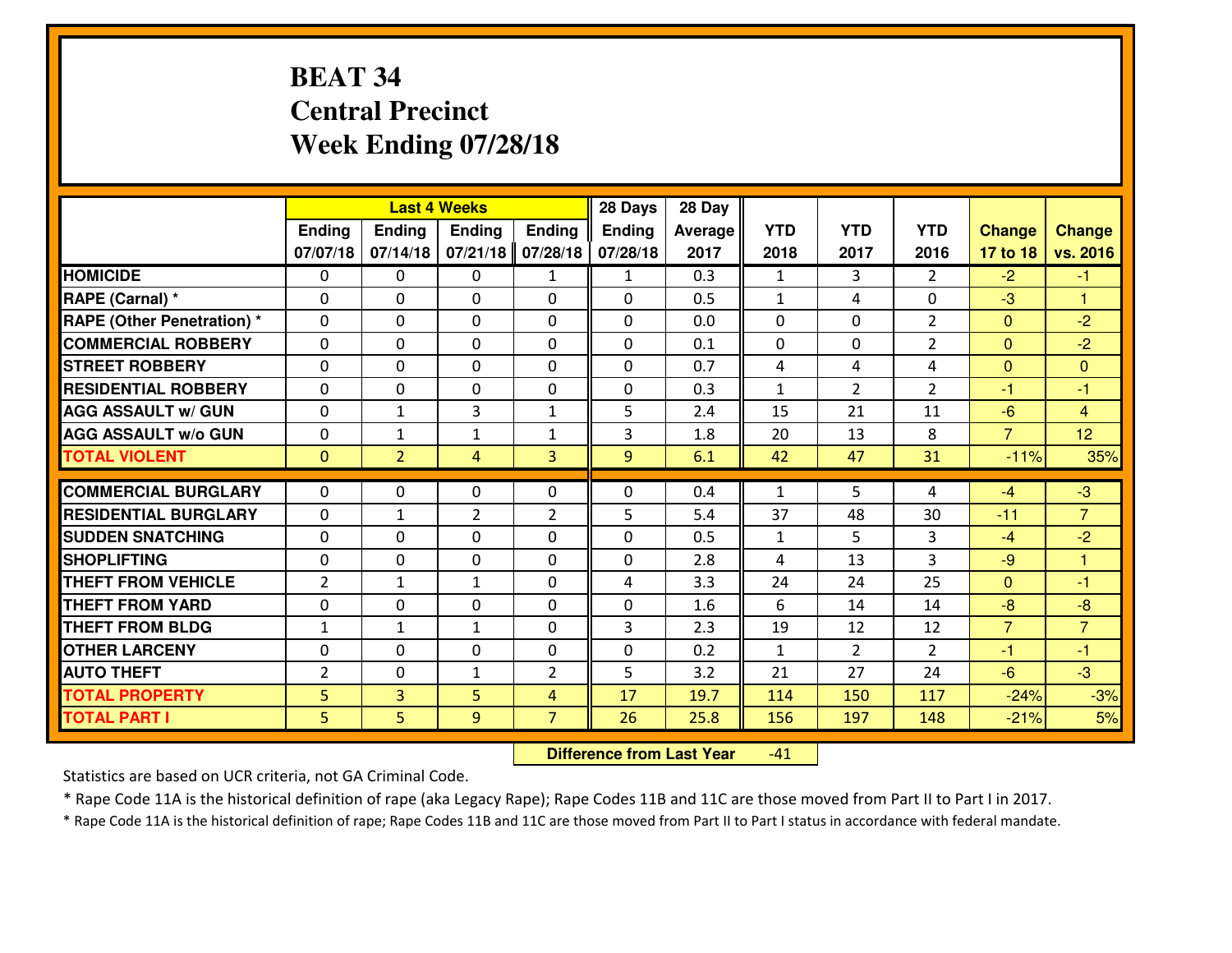# BEAT 34
# Central Precinct
# Week Ending 07/28/18

| | Last 4 Weeks | | | | 28 Days | 28 Day | | | | | |
|---|---|---|---|---|---|---|---|---|---|---|---|
| | Ending 07/07/18 | Ending 07/14/18 | Ending 07/21/18 | Ending 07/28/18 | Ending 07/28/18 | Average 2017 | YTD 2018 | YTD 2017 | YTD 2016 | Change 17 to 18 | Change vs. 2016 |
| **HOMICIDE** | 0 | 0 | 0 | 1 | 1 | 0.3 | 1 | 3 | 2 | -2 | -1 |
| **RAPE (Carnal) *** | 0 | 0 | 0 | 0 | 0 | 0.5 | 1 | 4 | 0 | -3 | 1 |
| **RAPE (Other Penetration) *** | 0 | 0 | 0 | 0 | 0 | 0.0 | 0 | 0 | 2 | 0 | -2 |
| **COMMERCIAL ROBBERY** | 0 | 0 | 0 | 0 | 0 | 0.1 | 0 | 0 | 2 | 0 | -2 |
| **STREET ROBBERY** | 0 | 0 | 0 | 0 | 0 | 0.7 | 4 | 4 | 4 | 0 | 0 |
| **RESIDENTIAL ROBBERY** | 0 | 0 | 0 | 0 | 0 | 0.3 | 1 | 2 | 2 | -1 | -1 |
| **AGG ASSAULT w/ GUN** | 0 | 1 | 3 | 1 | 5 | 2.4 | 15 | 21 | 11 | -6 | 4 |
| **AGG ASSAULT w/o GUN** | 0 | 1 | 1 | 1 | 3 | 1.8 | 20 | 13 | 8 | 7 | 12 |
| **TOTAL VIOLENT** | 0 | 2 | 4 | 3 | 9 | 6.1 | 42 | 47 | 31 | -11% | 35% |
| **COMMERCIAL BURGLARY** | 0 | 0 | 0 | 0 | 0 | 0.4 | 1 | 5 | 4 | -4 | -3 |
| **RESIDENTIAL BURGLARY** | 0 | 1 | 2 | 2 | 5 | 5.4 | 37 | 48 | 30 | -11 | 7 |
| **SUDDEN SNATCHING** | 0 | 0 | 0 | 0 | 0 | 0.5 | 1 | 5 | 3 | -4 | -2 |
| **SHOPLIFTING** | 0 | 0 | 0 | 0 | 0 | 2.8 | 4 | 13 | 3 | -9 | 1 |
| **THEFT FROM VEHICLE** | 2 | 1 | 1 | 0 | 4 | 3.3 | 24 | 24 | 25 | 0 | -1 |
| **THEFT FROM YARD** | 0 | 0 | 0 | 0 | 0 | 1.6 | 6 | 14 | 14 | -8 | -8 |
| **THEFT FROM BLDG** | 1 | 1 | 1 | 0 | 3 | 2.3 | 19 | 12 | 12 | 7 | 7 |
| **OTHER LARCENY** | 0 | 0 | 0 | 0 | 0 | 0.2 | 1 | 2 | 2 | -1 | -1 |
| **AUTO THEFT** | 2 | 0 | 1 | 2 | 5 | 3.2 | 21 | 27 | 24 | -6 | -3 |
| **TOTAL PROPERTY** | 5 | 3 | 5 | 4 | 17 | 19.7 | 114 | 150 | 117 | -24% | -3% |
| **TOTAL PART I** | 5 | 5 | 9 | 7 | 26 | 25.8 | 156 | 197 | 148 | -21% | 5% |

**Difference from Last Year** -41

Statistics are based on UCR criteria, not GA Criminal Code.

* Rape Code 11A is the historical definition of rape (aka Legacy Rape); Rape Codes 11B and 11C are those moved from Part II to Part I in 2017.

* Rape Code 11A is the historical definition of rape; Rape Codes 11B and 11C are those moved from Part II to Part I status in accordance with federal mandate.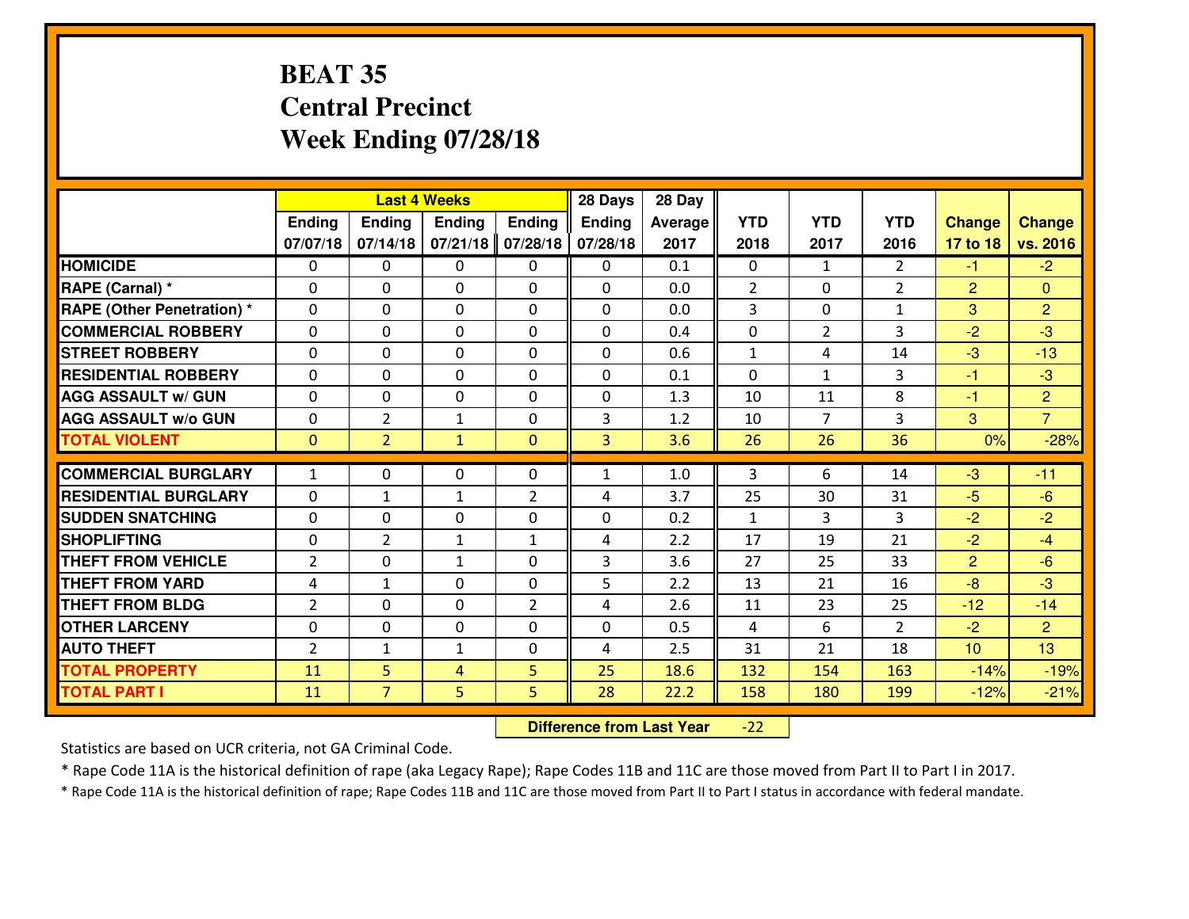# BEAT 35
## Central Precinct
## Week Ending 07/28/18

| | Last 4 Weeks | | | | 28 Days | 28 Day | | | | | |
|---|---|---|---|---|---|---|---|---|---|---|---|
| | Ending 07/07/18 | Ending 07/14/18 | Ending 07/21/18 | Ending 07/28/18 | Ending 07/28/18 | Average 2017 | YTD 2018 | YTD 2017 | YTD 2016 | Change 17 to 18 | Change vs. 2016 |
| HOMICIDE | 0 | 0 | 0 | 0 | 0 | 0.1 | 0 | 1 | 2 | -1 | -2 |
| RAPE (Carnal) * | 0 | 0 | 0 | 0 | 0 | 0.0 | 2 | 0 | 2 | 2 | 0 |
| RAPE (Other Penetration) * | 0 | 0 | 0 | 0 | 0 | 0.0 | 3 | 0 | 1 | 3 | 2 |
| COMMERCIAL ROBBERY | 0 | 0 | 0 | 0 | 0 | 0.4 | 0 | 2 | 3 | -2 | -3 |
| STREET ROBBERY | 0 | 0 | 0 | 0 | 0 | 0.6 | 1 | 4 | 14 | -3 | -13 |
| RESIDENTIAL ROBBERY | 0 | 0 | 0 | 0 | 0 | 0.1 | 0 | 1 | 3 | -1 | -3 |
| AGG ASSAULT w/ GUN | 0 | 0 | 0 | 0 | 0 | 1.3 | 10 | 11 | 8 | -1 | 2 |
| AGG ASSAULT w/o GUN | 0 | 2 | 1 | 0 | 3 | 1.2 | 10 | 7 | 3 | 3 | 7 |
| TOTAL VIOLENT | 0 | 2 | 1 | 0 | 3 | 3.6 | 26 | 26 | 36 | 0% | -28% |
| COMMERCIAL BURGLARY | 1 | 0 | 0 | 0 | 1 | 1.0 | 3 | 6 | 14 | -3 | -11 |
| RESIDENTIAL BURGLARY | 0 | 1 | 1 | 2 | 4 | 3.7 | 25 | 30 | 31 | -5 | -6 |
| SUDDEN SNATCHING | 0 | 0 | 0 | 0 | 0 | 0.2 | 1 | 3 | 3 | -2 | -2 |
| SHOPLIFTING | 0 | 2 | 1 | 1 | 4 | 2.2 | 17 | 19 | 21 | -2 | -4 |
| THEFT FROM VEHICLE | 2 | 0 | 1 | 0 | 3 | 3.6 | 27 | 25 | 33 | 2 | -6 |
| THEFT FROM YARD | 4 | 1 | 0 | 0 | 5 | 2.2 | 13 | 21 | 16 | -8 | -3 |
| THEFT FROM BLDG | 2 | 0 | 0 | 2 | 4 | 2.6 | 11 | 23 | 25 | -12 | -14 |
| OTHER LARCENY | 0 | 0 | 0 | 0 | 0 | 0.5 | 4 | 6 | 2 | -2 | 2 |
| AUTO THEFT | 2 | 1 | 1 | 0 | 4 | 2.5 | 31 | 21 | 18 | 10 | 13 |
| TOTAL PROPERTY | 11 | 5 | 4 | 5 | 25 | 18.6 | 132 | 154 | 163 | -14% | -19% |
| TOTAL PART I | 11 | 7 | 5 | 5 | 28 | 22.2 | 158 | 180 | 199 | -12% | -21% |

**Difference from Last Year** -22

Statistics are based on UCR criteria, not GA Criminal Code.

* Rape Code 11A is the historical definition of rape (aka Legacy Rape); Rape Codes 11B and 11C are those moved from Part II to Part I in 2017.

* Rape Code 11A is the historical definition of rape; Rape Codes 11B and 11C are those moved from Part II to Part I status in accordance with federal mandate.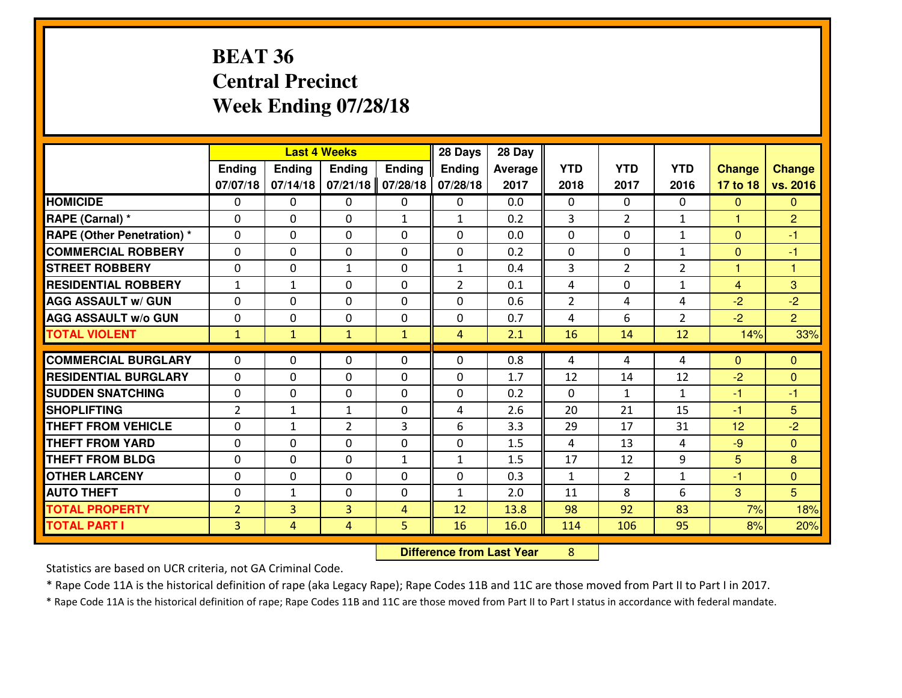# BEAT 36
# Central Precinct
# Week Ending 07/28/18

| | Last 4 Weeks | | | | 28 Days | 28 Day | | | | | |
|---|---|---|---|---|---|---|---|---|---|---|---|
| | Ending 07/07/18 | Ending 07/14/18 | Ending 07/21/18 | Ending 07/28/18 | Ending 07/28/18 | Average 2017 | YTD 2018 | YTD 2017 | YTD 2016 | Change 17 to 18 | Change vs. 2016 |
| HOMICIDE | 0 | 0 | 0 | 0 | 0 | 0.0 | 0 | 0 | 0 | 0 | 0 |
| RAPE (Carnal) * | 0 | 0 | 0 | 1 | 1 | 0.2 | 3 | 2 | 1 | 1 | 2 |
| RAPE (Other Penetration) * | 0 | 0 | 0 | 0 | 0 | 0.0 | 0 | 0 | 1 | 0 | -1 |
| COMMERCIAL ROBBERY | 0 | 0 | 0 | 0 | 0 | 0.2 | 0 | 0 | 1 | 0 | -1 |
| STREET ROBBERY | 0 | 0 | 1 | 0 | 1 | 0.4 | 3 | 2 | 2 | 1 | 1 |
| RESIDENTIAL ROBBERY | 1 | 1 | 0 | 0 | 2 | 0.1 | 4 | 0 | 1 | 4 | 3 |
| AGG ASSAULT w/ GUN | 0 | 0 | 0 | 0 | 0 | 0.6 | 2 | 4 | 4 | -2 | -2 |
| AGG ASSAULT w/o GUN | 0 | 0 | 0 | 0 | 0 | 0.7 | 4 | 6 | 2 | -2 | 2 |
| TOTAL VIOLENT | 1 | 1 | 1 | 1 | 4 | 2.1 | 16 | 14 | 12 | 14% | 33% |
| COMMERCIAL BURGLARY | 0 | 0 | 0 | 0 | 0 | 0.8 | 4 | 4 | 4 | 0 | 0 |
| RESIDENTIAL BURGLARY | 0 | 0 | 0 | 0 | 0 | 1.7 | 12 | 14 | 12 | -2 | 0 |
| SUDDEN SNATCHING | 0 | 0 | 0 | 0 | 0 | 0.2 | 0 | 1 | 1 | -1 | -1 |
| SHOPLIFTING | 2 | 1 | 1 | 0 | 4 | 2.6 | 20 | 21 | 15 | -1 | 5 |
| THEFT FROM VEHICLE | 0 | 1 | 2 | 3 | 6 | 3.3 | 29 | 17 | 31 | 12 | -2 |
| THEFT FROM YARD | 0 | 0 | 0 | 0 | 0 | 1.5 | 4 | 13 | 4 | -9 | 0 |
| THEFT FROM BLDG | 0 | 0 | 0 | 1 | 1 | 1.5 | 17 | 12 | 9 | 5 | 8 |
| OTHER LARCENY | 0 | 0 | 0 | 0 | 0 | 0.3 | 1 | 2 | 1 | -1 | 0 |
| AUTO THEFT | 0 | 1 | 0 | 0 | 1 | 2.0 | 11 | 8 | 6 | 3 | 5 |
| TOTAL PROPERTY | 2 | 3 | 3 | 4 | 12 | 13.8 | 98 | 92 | 83 | 7% | 18% |
| TOTAL PART I | 3 | 4 | 4 | 5 | 16 | 16.0 | 114 | 106 | 95 | 8% | 20% |

**Difference from Last Year** 8

Statistics are based on UCR criteria, not GA Criminal Code.

* Rape Code 11A is the historical definition of rape (aka Legacy Rape); Rape Codes 11B and 11C are those moved from Part II to Part I in 2017.

* Rape Code 11A is the historical definition of rape; Rape Codes 11B and 11C are those moved from Part II to Part I status in accordance with federal mandate.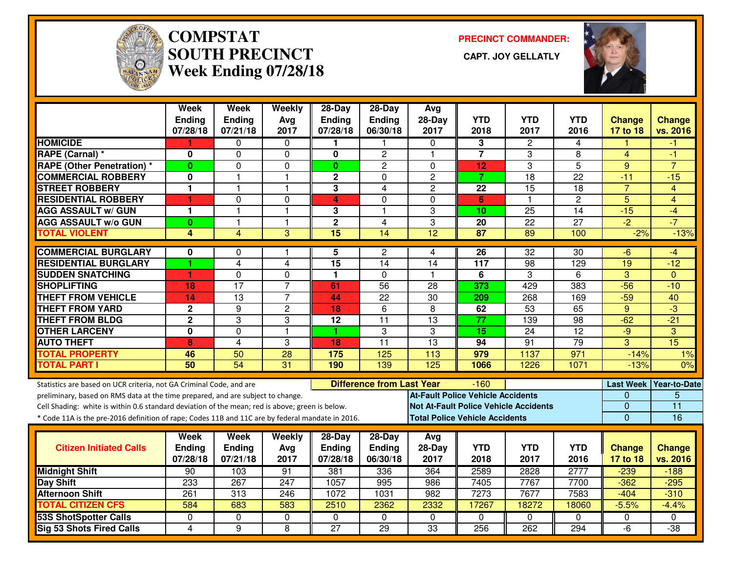# COMPSTAT SOUTH PRECINCT
## Week Ending 07/28/18

**PRECINCT COMMANDER:**

**CAPT. JOY GELLATLY**

| | Week Ending 07/28/18 | Week Ending 07/21/18 | Weekly Avg 2017 | 28-Day Ending 07/28/18 | 28-Day Ending 06/30/18 | Avg 28-Day 2017 | YTD 2018 | YTD 2017 | YTD 2016 | Change 17 to 18 | Change vs. 2016 |
|---|---|---|---|---|---|---|---|---|---|---|---|
| **HOMICIDE** | 1 | 0 | 0 | 1 | 1 | 0 | 3 | 2 | 4 | 1 | -1 |
| **RAPE (Carnal) *** | 0 | 0 | 0 | 0 | 2 | 1 | 7 | 3 | 8 | 4 | -1 |
| **RAPE (Other Penetration) *** | 0 | 0 | 0 | 0 | 2 | 0 | 12 | 3 | 5 | 9 | 7 |
| **COMMERCIAL ROBBERY** | 0 | 1 | 1 | 2 | 0 | 2 | 7 | 18 | 22 | -11 | -15 |
| **STREET ROBBERY** | 1 | 1 | 1 | 3 | 4 | 2 | 22 | 15 | 18 | 7 | 4 |
| **RESIDENTIAL ROBBERY** | 1 | 0 | 0 | 4 | 0 | 0 | 6 | 1 | 2 | 5 | 4 |
| **AGG ASSAULT w/ GUN** | 1 | 1 | 1 | 3 | 1 | 3 | 10 | 25 | 14 | -15 | -4 |
| **AGG ASSAULT w/o GUN** | 0 | 1 | 1 | 2 | 4 | 3 | 20 | 22 | 27 | -2 | -7 |
| **TOTAL VIOLENT** | 4 | 4 | 3 | 15 | 14 | 12 | 87 | 89 | 100 | -2% | -13% |
| **COMMERCIAL BURGLARY** | 0 | 0 | 1 | 5 | 2 | 4 | 26 | 32 | 30 | -6 | -4 |
| **RESIDENTIAL BURGLARY** | 1 | 4 | 4 | 15 | 14 | 14 | 117 | 98 | 129 | 19 | -12 |
| **SUDDEN SNATCHING** | 1 | 0 | 0 | 1 | 0 | 1 | 6 | 3 | 6 | 3 | 0 |
| **SHOPLIFTING** | 18 | 17 | 7 | 61 | 56 | 28 | 373 | 429 | 383 | -56 | -10 |
| **THEFT FROM VEHICLE** | 14 | 13 | 7 | 44 | 22 | 30 | 209 | 268 | 169 | -59 | 40 |
| **THEFT FROM YARD** | 2 | 9 | 2 | 18 | 6 | 8 | 62 | 53 | 65 | 9 | -3 |
| **THEFT FROM BLDG** | 2 | 3 | 3 | 12 | 11 | 13 | 77 | 139 | 98 | -62 | -21 |
| **OTHER LARCENY** | 0 | 0 | 1 | 1 | 3 | 3 | 15 | 24 | 12 | -9 | 3 |
| **AUTO THEFT** | 8 | 4 | 3 | 18 | 11 | 13 | 94 | 91 | 79 | 3 | 15 |
| **TOTAL PROPERTY** | 46 | 50 | 28 | 175 | 125 | 113 | 979 | 1137 | 971 | -14% | 1% |
| **TOTAL PART I** | 50 | 54 | 31 | 190 | 139 | 125 | 1066 | 1226 | 1071 | -13% | 0% |

Statistics are based on UCR criteria, not GA Criminal Code, and are preliminary, based on RMS data at the time prepared, and are subject to change.

Cell Shading: white is within 0.6 standard deviation of the mean; red is above; green is below.

* Code 11A is the pre-2016 definition of rape; Codes 11B and 11C are by federal mandate in 2016.

**Difference from Last Year** -160

| | Last Week | Year-to-Date |
|---|---|---|
| **At-Fault Police Vehicle Accidents** | 0 | 5 |
| **Not At-Fault Police Vehicle Accidents** | 0 | 11 |
| **Total Police Vehicle Accidents** | 0 | 16 |

| Citizen Initiated Calls | Week Ending 07/28/18 | Week Ending 07/21/18 | Weekly Avg 2017 | 28-Day Ending 07/28/18 | 28-Day Ending 06/30/18 | Avg 28-Day 2017 | YTD 2018 | YTD 2017 | YTD 2016 | Change 17 to 18 | Change vs. 2016 |
|---|---|---|---|---|---|---|---|---|---|---|---|
| **Midnight Shift** | 90 | 103 | 91 | 381 | 336 | 364 | 2589 | 2828 | 2777 | -239 | -188 |
| **Day Shift** | 233 | 267 | 247 | 1057 | 995 | 986 | 7405 | 7767 | 7700 | -362 | -295 |
| **Afternoon Shift** | 261 | 313 | 246 | 1072 | 1031 | 982 | 7273 | 7677 | 7583 | -404 | -310 |
| **TOTAL CITIZEN CFS** | 584 | 683 | 583 | 2510 | 2362 | 2332 | 17267 | 18272 | 18060 | -5.5% | -4.4% |
| **53S ShotSpotter Calls** | 0 | 0 | 0 | 0 | 0 | 0 | 0 | 0 | 0 | 0 | 0 |
| **Sig 53 Shots Fired Calls** | 4 | 9 | 8 | 27 | 29 | 33 | 256 | 262 | 294 | -6 | -38 |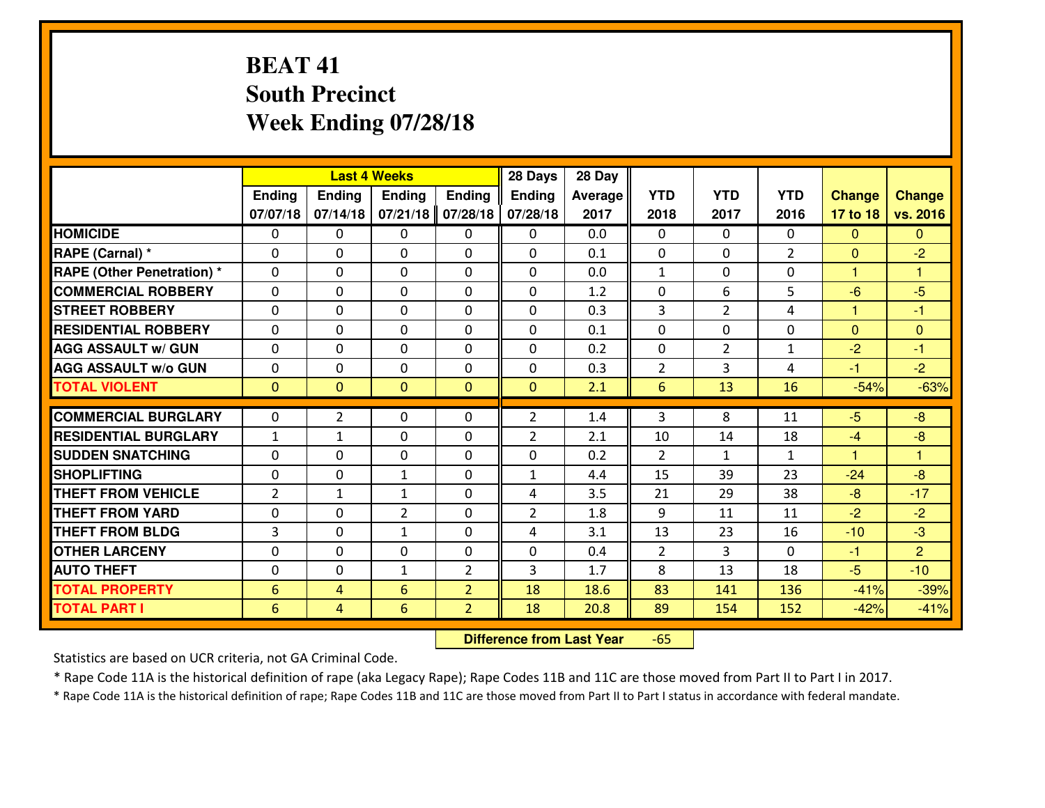# BEAT 41
## South Precinct
## Week Ending 07/28/18

| | Last 4 Weeks | | | | 28 Days | 28 Day | | | | | |
|---|---|---|---|---|---|---|---|---|---|---|---|
| | Ending 07/07/18 | Ending 07/14/18 | Ending 07/21/18 | Ending 07/28/18 | Ending 07/28/18 | Average 2017 | YTD 2018 | YTD 2017 | YTD 2016 | Change 17 to 18 | Change vs. 2016 |
| **HOMICIDE** | 0 | 0 | 0 | 0 | 0 | 0.0 | 0 | 0 | 0 | 0 | 0 |
| **RAPE (Carnal) *** | 0 | 0 | 0 | 0 | 0 | 0.1 | 0 | 0 | 2 | 0 | -2 |
| **RAPE (Other Penetration) *** | 0 | 0 | 0 | 0 | 0 | 0.0 | 1 | 0 | 0 | 1 | 1 |
| **COMMERCIAL ROBBERY** | 0 | 0 | 0 | 0 | 0 | 1.2 | 0 | 6 | 5 | -6 | -5 |
| **STREET ROBBERY** | 0 | 0 | 0 | 0 | 0 | 0.3 | 3 | 2 | 4 | 1 | -1 |
| **RESIDENTIAL ROBBERY** | 0 | 0 | 0 | 0 | 0 | 0.1 | 0 | 0 | 0 | 0 | 0 |
| **AGG ASSAULT w/ GUN** | 0 | 0 | 0 | 0 | 0 | 0.2 | 0 | 2 | 1 | -2 | -1 |
| **AGG ASSAULT w/o GUN** | 0 | 0 | 0 | 0 | 0 | 0.3 | 2 | 3 | 4 | -1 | -2 |
| **TOTAL VIOLENT** | 0 | 0 | 0 | 0 | 0 | 2.1 | 6 | 13 | 16 | -54% | -63% |
| **COMMERCIAL BURGLARY** | 0 | 2 | 0 | 0 | 2 | 1.4 | 3 | 8 | 11 | -5 | -8 |
| **RESIDENTIAL BURGLARY** | 1 | 1 | 0 | 0 | 2 | 2.1 | 10 | 14 | 18 | -4 | -8 |
| **SUDDEN SNATCHING** | 0 | 0 | 0 | 0 | 0 | 0.2 | 2 | 1 | 1 | 1 | 1 |
| **SHOPLIFTING** | 0 | 0 | 1 | 0 | 1 | 4.4 | 15 | 39 | 23 | -24 | -8 |
| **THEFT FROM VEHICLE** | 2 | 1 | 1 | 0 | 4 | 3.5 | 21 | 29 | 38 | -8 | -17 |
| **THEFT FROM YARD** | 0 | 0 | 2 | 0 | 2 | 1.8 | 9 | 11 | 11 | -2 | -2 |
| **THEFT FROM BLDG** | 3 | 0 | 1 | 0 | 4 | 3.1 | 13 | 23 | 16 | -10 | -3 |
| **OTHER LARCENY** | 0 | 0 | 0 | 0 | 0 | 0.4 | 2 | 3 | 0 | -1 | 2 |
| **AUTO THEFT** | 0 | 0 | 1 | 2 | 3 | 1.7 | 8 | 13 | 18 | -5 | -10 |
| **TOTAL PROPERTY** | 6 | 4 | 6 | 2 | 18 | 18.6 | 83 | 141 | 136 | -41% | -39% |
| **TOTAL PART I** | 6 | 4 | 6 | 2 | 18 | 20.8 | 89 | 154 | 152 | -42% | -41% |

**Difference from Last Year** -65

Statistics are based on UCR criteria, not GA Criminal Code.

* Rape Code 11A is the historical definition of rape (aka Legacy Rape); Rape Codes 11B and 11C are those moved from Part II to Part I in 2017.

* Rape Code 11A is the historical definition of rape; Rape Codes 11B and 11C are those moved from Part II to Part I status in accordance with federal mandate.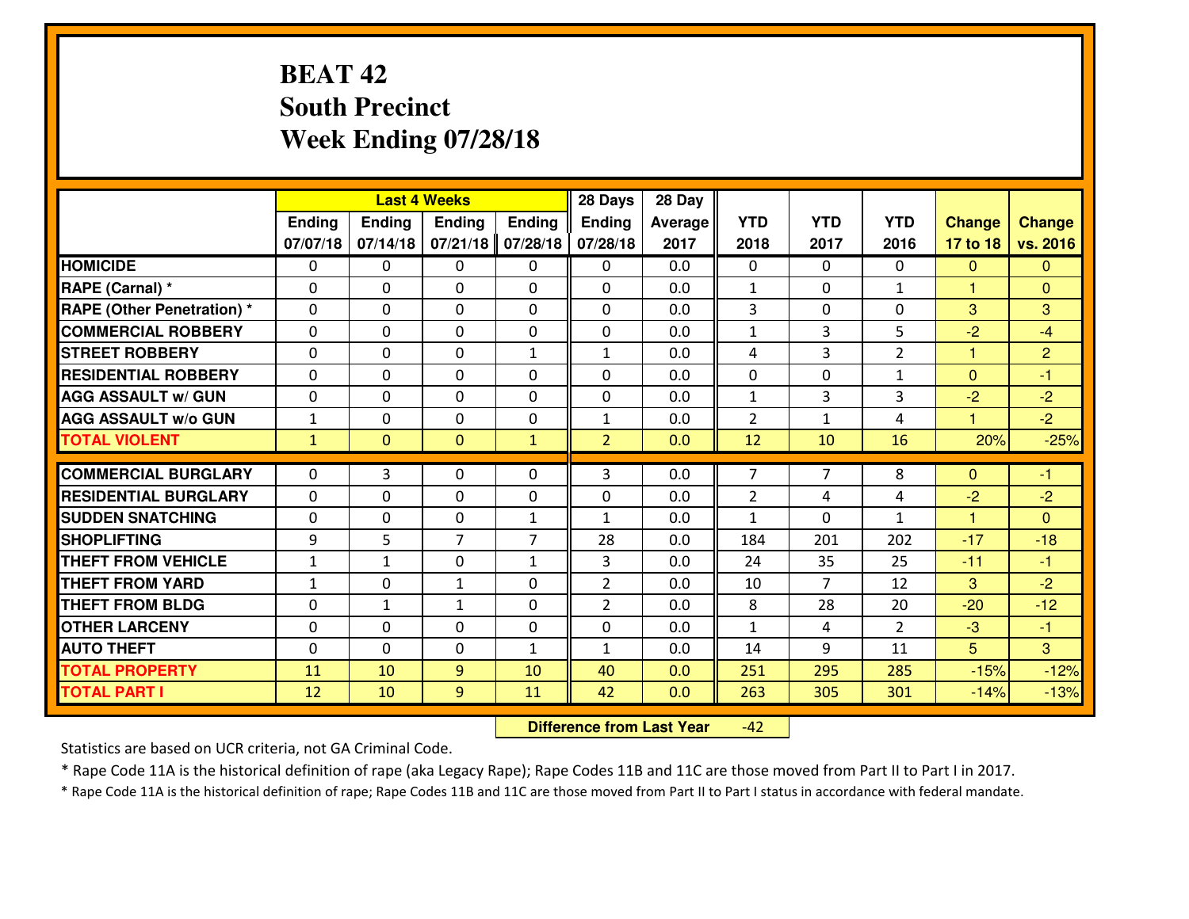# BEAT 42
# South Precinct
# Week Ending 07/28/18

| | Last 4 Weeks | | | | 28 Days | 28 Day | | | | | |
|---|---|---|---|---|---|---|---|---|---|---|---|
| | Ending 07/07/18 | Ending 07/14/18 | Ending 07/21/18 | Ending 07/28/18 | Ending 07/28/18 | Average 2017 | YTD 2018 | YTD 2017 | YTD 2016 | Change 17 to 18 | Change vs. 2016 |
| **HOMICIDE** | 0 | 0 | 0 | 0 | 0 | 0.0 | 0 | 0 | 0 | 0 | 0 |
| **RAPE (Carnal) *** | 0 | 0 | 0 | 0 | 0 | 0.0 | 1 | 0 | 1 | 1 | 0 |
| **RAPE (Other Penetration) *** | 0 | 0 | 0 | 0 | 0 | 0.0 | 3 | 0 | 0 | 3 | 3 |
| **COMMERCIAL ROBBERY** | 0 | 0 | 0 | 0 | 0 | 0.0 | 1 | 3 | 5 | -2 | -4 |
| **STREET ROBBERY** | 0 | 0 | 0 | 1 | 1 | 0.0 | 4 | 3 | 2 | 1 | 2 |
| **RESIDENTIAL ROBBERY** | 0 | 0 | 0 | 0 | 0 | 0.0 | 0 | 0 | 1 | 0 | -1 |
| **AGG ASSAULT w/ GUN** | 0 | 0 | 0 | 0 | 0 | 0.0 | 1 | 3 | 3 | -2 | -2 |
| **AGG ASSAULT w/o GUN** | 1 | 0 | 0 | 0 | 1 | 0.0 | 2 | 1 | 4 | 1 | -2 |
| **TOTAL VIOLENT** | 1 | 0 | 0 | 1 | 2 | 0.0 | 12 | 10 | 16 | 20% | -25% |
| **COMMERCIAL BURGLARY** | 0 | 3 | 0 | 0 | 3 | 0.0 | 7 | 7 | 8 | 0 | -1 |
| **RESIDENTIAL BURGLARY** | 0 | 0 | 0 | 0 | 0 | 0.0 | 2 | 4 | 4 | -2 | -2 |
| **SUDDEN SNATCHING** | 0 | 0 | 0 | 1 | 1 | 0.0 | 1 | 0 | 1 | 1 | 0 |
| **SHOPLIFTING** | 9 | 5 | 7 | 7 | 28 | 0.0 | 184 | 201 | 202 | -17 | -18 |
| **THEFT FROM VEHICLE** | 1 | 1 | 0 | 1 | 3 | 0.0 | 24 | 35 | 25 | -11 | -1 |
| **THEFT FROM YARD** | 1 | 0 | 1 | 0 | 2 | 0.0 | 10 | 7 | 12 | 3 | -2 |
| **THEFT FROM BLDG** | 0 | 1 | 1 | 0 | 2 | 0.0 | 8 | 28 | 20 | -20 | -12 |
| **OTHER LARCENY** | 0 | 0 | 0 | 0 | 0 | 0.0 | 1 | 4 | 2 | -3 | -1 |
| **AUTO THEFT** | 0 | 0 | 0 | 1 | 1 | 0.0 | 14 | 9 | 11 | 5 | 3 |
| **TOTAL PROPERTY** | 11 | 10 | 9 | 10 | 40 | 0.0 | 251 | 295 | 285 | -15% | -12% |
| **TOTAL PART I** | 12 | 10 | 9 | 11 | 42 | 0.0 | 263 | 305 | 301 | -14% | -13% |

**Difference from Last Year** -42

Statistics are based on UCR criteria, not GA Criminal Code.

* Rape Code 11A is the historical definition of rape (aka Legacy Rape); Rape Codes 11B and 11C are those moved from Part II to Part I in 2017.

* Rape Code 11A is the historical definition of rape; Rape Codes 11B and 11C are those moved from Part II to Part I status in accordance with federal mandate.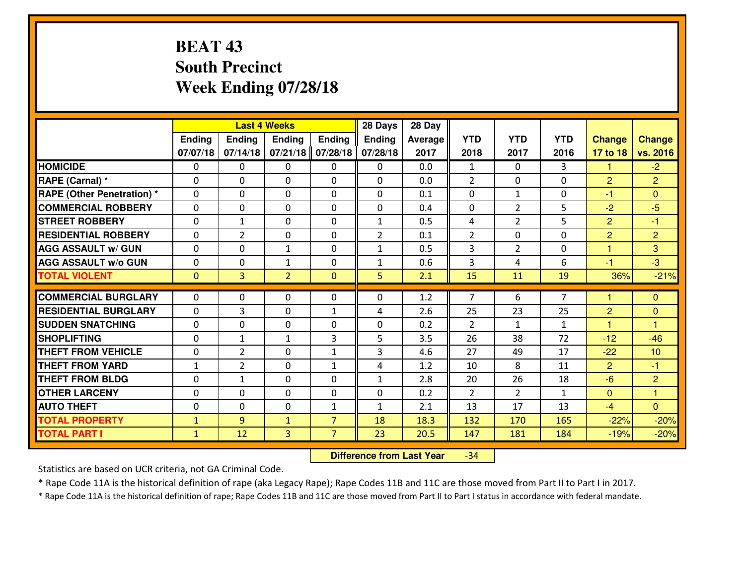# BEAT 43
## South Precinct
## Week Ending 07/28/18

| | Last 4 Weeks | | | | 28 Days | 28 Day | | | | | |
|---|---|---|---|---|---|---|---|---|---|---|---|
| | Ending 07/07/18 | Ending 07/14/18 | Ending 07/21/18 | Ending 07/28/18 | Ending 07/28/18 | Average 2017 | YTD 2018 | YTD 2017 | YTD 2016 | Change 17 to 18 | Change vs. 2016 |
| HOMICIDE | 0 | 0 | 0 | 0 | 0 | 0.0 | 1 | 0 | 3 | 1 | -2 |
| RAPE (Carnal) * | 0 | 0 | 0 | 0 | 0 | 0.0 | 2 | 0 | 0 | 2 | 2 |
| RAPE (Other Penetration) * | 0 | 0 | 0 | 0 | 0 | 0.1 | 0 | 1 | 0 | -1 | 0 |
| COMMERCIAL ROBBERY | 0 | 0 | 0 | 0 | 0 | 0.4 | 0 | 2 | 5 | -2 | -5 |
| STREET ROBBERY | 0 | 1 | 0 | 0 | 1 | 0.5 | 4 | 2 | 5 | 2 | -1 |
| RESIDENTIAL ROBBERY | 0 | 2 | 0 | 0 | 2 | 0.1 | 2 | 0 | 0 | 2 | 2 |
| AGG ASSAULT w/ GUN | 0 | 0 | 1 | 0 | 1 | 0.5 | 3 | 2 | 0 | 1 | 3 |
| AGG ASSAULT w/o GUN | 0 | 0 | 1 | 0 | 1 | 0.6 | 3 | 4 | 6 | -1 | -3 |
| TOTAL VIOLENT | 0 | 3 | 2 | 0 | 5 | 2.1 | 15 | 11 | 19 | 36% | -21% |
| COMMERCIAL BURGLARY | 0 | 0 | 0 | 0 | 0 | 1.2 | 7 | 6 | 7 | 1 | 0 |
| RESIDENTIAL BURGLARY | 0 | 3 | 0 | 1 | 4 | 2.6 | 25 | 23 | 25 | 2 | 0 |
| SUDDEN SNATCHING | 0 | 0 | 0 | 0 | 0 | 0.2 | 2 | 1 | 1 | 1 | 1 |
| SHOPLIFTING | 0 | 1 | 1 | 3 | 5 | 3.5 | 26 | 38 | 72 | -12 | -46 |
| THEFT FROM VEHICLE | 0 | 2 | 0 | 1 | 3 | 4.6 | 27 | 49 | 17 | -22 | 10 |
| THEFT FROM YARD | 1 | 2 | 0 | 1 | 4 | 1.2 | 10 | 8 | 11 | 2 | -1 |
| THEFT FROM BLDG | 0 | 1 | 0 | 0 | 1 | 2.8 | 20 | 26 | 18 | -6 | 2 |
| OTHER LARCENY | 0 | 0 | 0 | 0 | 0 | 0.2 | 2 | 2 | 1 | 0 | 1 |
| AUTO THEFT | 0 | 0 | 0 | 1 | 1 | 2.1 | 13 | 17 | 13 | -4 | 0 |
| TOTAL PROPERTY | 1 | 9 | 1 | 7 | 18 | 18.3 | 132 | 170 | 165 | -22% | -20% |
| TOTAL PART I | 1 | 12 | 3 | 7 | 23 | 20.5 | 147 | 181 | 184 | -19% | -20% |

**Difference from Last Year** -34

Statistics are based on UCR criteria, not GA Criminal Code.

* Rape Code 11A is the historical definition of rape (aka Legacy Rape); Rape Codes 11B and 11C are those moved from Part II to Part I in 2017.

* Rape Code 11A is the historical definition of rape; Rape Codes 11B and 11C are those moved from Part II to Part I status in accordance with federal mandate.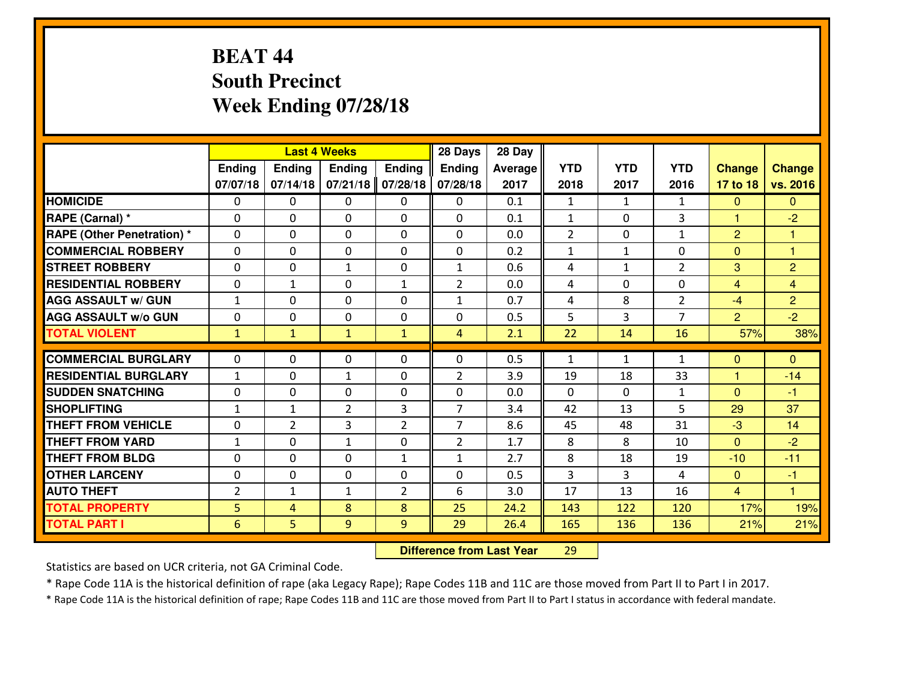# BEAT 44
## South Precinct
## Week Ending 07/28/18

| | Last 4 Weeks | | | | 28 Days | 28 Day | | | | | |
|---|---|---|---|---|---|---|---|---|---|---|---|
| | Ending 07/07/18 | Ending 07/14/18 | Ending 07/21/18 | Ending 07/28/18 | Ending 07/28/18 | Average 2017 | YTD 2018 | YTD 2017 | YTD 2016 | Change 17 to 18 | Change vs. 2016 |
| HOMICIDE | 0 | 0 | 0 | 0 | 0 | 0.1 | 1 | 1 | 1 | 0 | 0 |
| RAPE (Carnal) * | 0 | 0 | 0 | 0 | 0 | 0.1 | 1 | 0 | 3 | 1 | -2 |
| RAPE (Other Penetration) * | 0 | 0 | 0 | 0 | 0 | 0.0 | 2 | 0 | 1 | 2 | 1 |
| COMMERCIAL ROBBERY | 0 | 0 | 0 | 0 | 0 | 0.2 | 1 | 1 | 0 | 0 | 1 |
| STREET ROBBERY | 0 | 0 | 1 | 0 | 1 | 0.6 | 4 | 1 | 2 | 3 | 2 |
| RESIDENTIAL ROBBERY | 0 | 1 | 0 | 1 | 2 | 0.0 | 4 | 0 | 0 | 4 | 4 |
| AGG ASSAULT w/ GUN | 1 | 0 | 0 | 0 | 1 | 0.7 | 4 | 8 | 2 | -4 | 2 |
| AGG ASSAULT w/o GUN | 0 | 0 | 0 | 0 | 0 | 0.5 | 5 | 3 | 7 | 2 | -2 |
| TOTAL VIOLENT | 1 | 1 | 1 | 1 | 4 | 2.1 | 22 | 14 | 16 | 57% | 38% |
| COMMERCIAL BURGLARY | 0 | 0 | 0 | 0 | 0 | 0.5 | 1 | 1 | 1 | 0 | 0 |
| RESIDENTIAL BURGLARY | 1 | 0 | 1 | 0 | 2 | 3.9 | 19 | 18 | 33 | 1 | -14 |
| SUDDEN SNATCHING | 0 | 0 | 0 | 0 | 0 | 0.0 | 0 | 0 | 1 | 0 | -1 |
| SHOPLIFTING | 1 | 1 | 2 | 3 | 7 | 3.4 | 42 | 13 | 5 | 29 | 37 |
| THEFT FROM VEHICLE | 0 | 2 | 3 | 2 | 7 | 8.6 | 45 | 48 | 31 | -3 | 14 |
| THEFT FROM YARD | 1 | 0 | 1 | 0 | 2 | 1.7 | 8 | 8 | 10 | 0 | -2 |
| THEFT FROM BLDG | 0 | 0 | 0 | 1 | 1 | 2.7 | 8 | 18 | 19 | -10 | -11 |
| OTHER LARCENY | 0 | 0 | 0 | 0 | 0 | 0.5 | 3 | 3 | 4 | 0 | -1 |
| AUTO THEFT | 2 | 1 | 1 | 2 | 6 | 3.0 | 17 | 13 | 16 | 4 | 1 |
| TOTAL PROPERTY | 5 | 4 | 8 | 8 | 25 | 24.2 | 143 | 122 | 120 | 17% | 19% |
| TOTAL PART I | 6 | 5 | 9 | 9 | 29 | 26.4 | 165 | 136 | 136 | 21% | 21% |

**Difference from Last Year** 29

Statistics are based on UCR criteria, not GA Criminal Code.

* Rape Code 11A is the historical definition of rape (aka Legacy Rape); Rape Codes 11B and 11C are those moved from Part II to Part I in 2017.

* Rape Code 11A is the historical definition of rape; Rape Codes 11B and 11C are those moved from Part II to Part I status in accordance with federal mandate.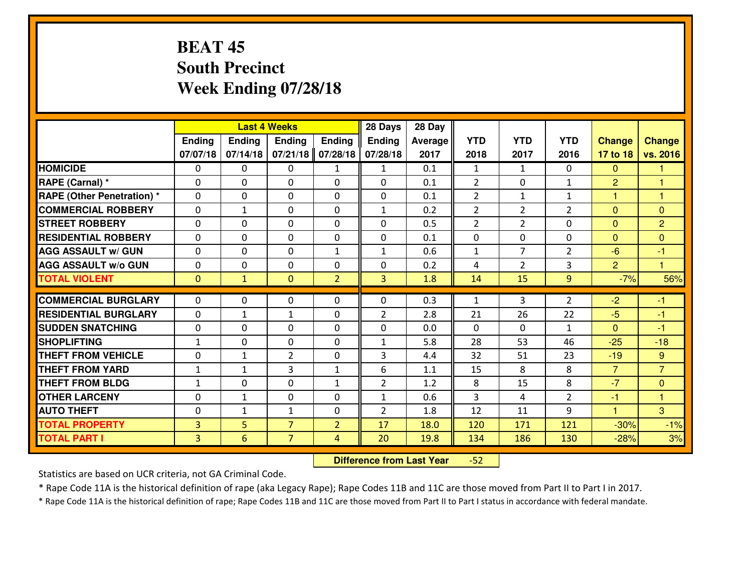# BEAT 45
## South Precinct
## Week Ending 07/28/18

| | Last 4 Weeks | | | | 28 Days | 28 Day | | | | | |
|---|---|---|---|---|---|---|---|---|---|---|---|
| | Ending 07/07/18 | Ending 07/14/18 | Ending 07/21/18 | Ending 07/28/18 | Ending 07/28/18 | Average 2017 | YTD 2018 | YTD 2017 | YTD 2016 | Change 17 to 18 | Change vs. 2016 |
| HOMICIDE | 0 | 0 | 0 | 1 | 1 | 0.1 | 1 | 1 | 0 | 0 | 1 |
| RAPE (Carnal) * | 0 | 0 | 0 | 0 | 0 | 0.1 | 2 | 0 | 1 | 2 | 1 |
| RAPE (Other Penetration) * | 0 | 0 | 0 | 0 | 0 | 0.1 | 2 | 1 | 1 | 1 | 1 |
| COMMERCIAL ROBBERY | 0 | 1 | 0 | 0 | 1 | 0.2 | 2 | 2 | 2 | 0 | 0 |
| STREET ROBBERY | 0 | 0 | 0 | 0 | 0 | 0.5 | 2 | 2 | 0 | 0 | 2 |
| RESIDENTIAL ROBBERY | 0 | 0 | 0 | 0 | 0 | 0.1 | 0 | 0 | 0 | 0 | 0 |
| AGG ASSAULT w/ GUN | 0 | 0 | 0 | 1 | 1 | 0.6 | 1 | 7 | 2 | -6 | -1 |
| AGG ASSAULT w/o GUN | 0 | 0 | 0 | 0 | 0 | 0.2 | 4 | 2 | 3 | 2 | 1 |
| TOTAL VIOLENT | 0 | 1 | 0 | 2 | 3 | 1.8 | 14 | 15 | 9 | -7% | 56% |
| COMMERCIAL BURGLARY | 0 | 0 | 0 | 0 | 0 | 0.3 | 1 | 3 | 2 | -2 | -1 |
| RESIDENTIAL BURGLARY | 0 | 1 | 1 | 0 | 2 | 2.8 | 21 | 26 | 22 | -5 | -1 |
| SUDDEN SNATCHING | 0 | 0 | 0 | 0 | 0 | 0.0 | 0 | 0 | 1 | 0 | -1 |
| SHOPLIFTING | 1 | 0 | 0 | 0 | 1 | 5.8 | 28 | 53 | 46 | -25 | -18 |
| THEFT FROM VEHICLE | 0 | 1 | 2 | 0 | 3 | 4.4 | 32 | 51 | 23 | -19 | 9 |
| THEFT FROM YARD | 1 | 1 | 3 | 1 | 6 | 1.1 | 15 | 8 | 8 | 7 | 7 |
| THEFT FROM BLDG | 1 | 0 | 0 | 1 | 2 | 1.2 | 8 | 15 | 8 | -7 | 0 |
| OTHER LARCENY | 0 | 1 | 0 | 0 | 1 | 0.6 | 3 | 4 | 2 | -1 | 1 |
| AUTO THEFT | 0 | 1 | 1 | 0 | 2 | 1.8 | 12 | 11 | 9 | 1 | 3 |
| TOTAL PROPERTY | 3 | 5 | 7 | 2 | 17 | 18.0 | 120 | 171 | 121 | -30% | -1% |
| TOTAL PART I | 3 | 6 | 7 | 4 | 20 | 19.8 | 134 | 186 | 130 | -28% | 3% |

**Difference from Last Year** -52

Statistics are based on UCR criteria, not GA Criminal Code.

* Rape Code 11A is the historical definition of rape (aka Legacy Rape); Rape Codes 11B and 11C are those moved from Part II to Part I in 2017.

* Rape Code 11A is the historical definition of rape; Rape Codes 11B and 11C are those moved from Part II to Part I status in accordance with federal mandate.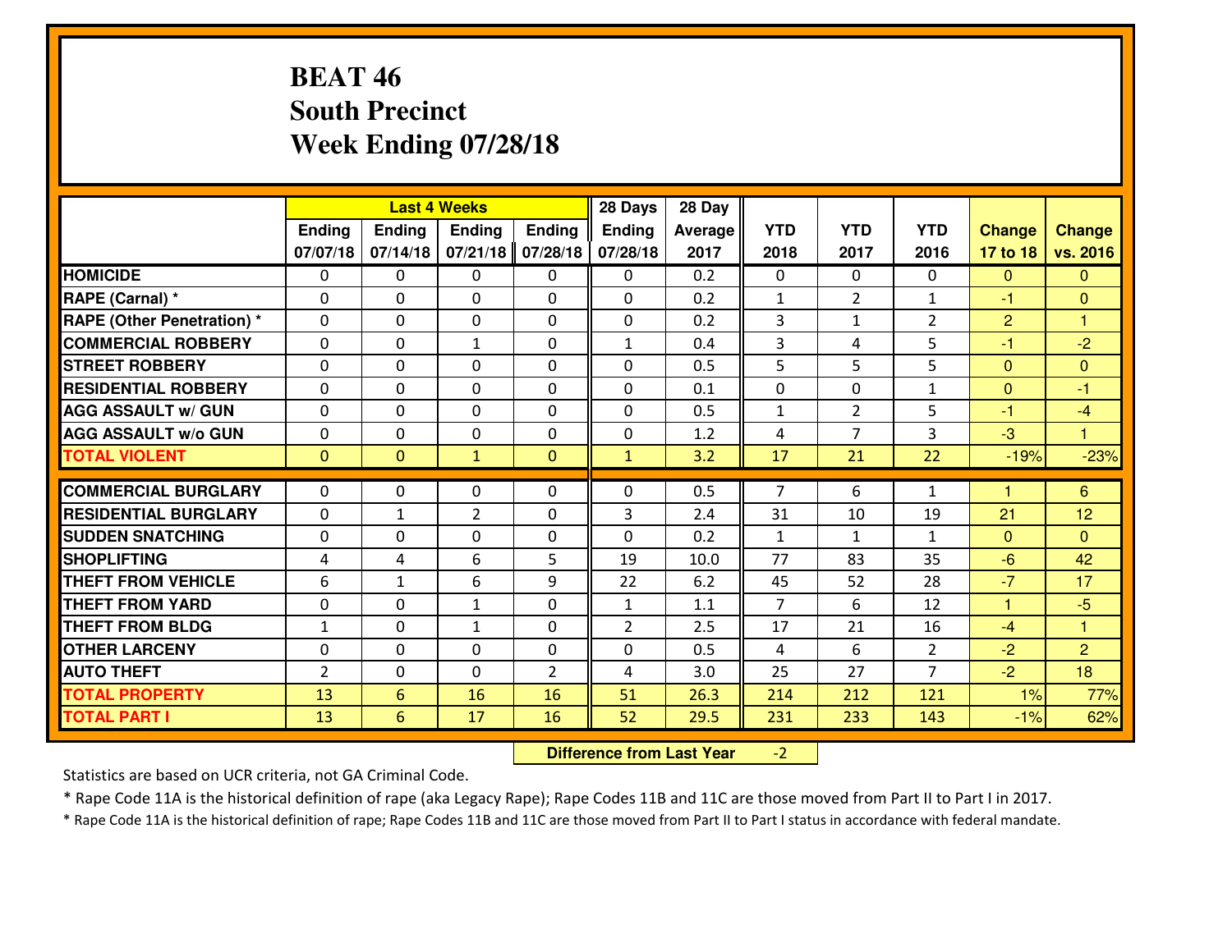# BEAT 46
## South Precinct
## Week Ending 07/28/18

| | Last 4 Weeks | | | | 28 Days | 28 Day | | | | | |
|---|---|---|---|---|---|---|---|---|---|---|---|
| | Ending 07/07/18 | Ending 07/14/18 | Ending 07/21/18 | Ending 07/28/18 | Ending 07/28/18 | Average 2017 | YTD 2018 | YTD 2017 | YTD 2016 | Change 17 to 18 | Change vs. 2016 |
| HOMICIDE | 0 | 0 | 0 | 0 | 0 | 0.2 | 0 | 0 | 0 | 0 | 0 |
| RAPE (Carnal) * | 0 | 0 | 0 | 0 | 0 | 0.2 | 1 | 2 | 1 | -1 | 0 |
| RAPE (Other Penetration) * | 0 | 0 | 0 | 0 | 0 | 0.2 | 3 | 1 | 2 | 2 | 1 |
| COMMERCIAL ROBBERY | 0 | 0 | 1 | 0 | 1 | 0.4 | 3 | 4 | 5 | -1 | -2 |
| STREET ROBBERY | 0 | 0 | 0 | 0 | 0 | 0.5 | 5 | 5 | 5 | 0 | 0 |
| RESIDENTIAL ROBBERY | 0 | 0 | 0 | 0 | 0 | 0.1 | 0 | 0 | 1 | 0 | -1 |
| AGG ASSAULT w/ GUN | 0 | 0 | 0 | 0 | 0 | 0.5 | 1 | 2 | 5 | -1 | -4 |
| AGG ASSAULT w/o GUN | 0 | 0 | 0 | 0 | 0 | 1.2 | 4 | 7 | 3 | -3 | 1 |
| TOTAL VIOLENT | 0 | 0 | 1 | 0 | 1 | 3.2 | 17 | 21 | 22 | -19% | -23% |
| COMMERCIAL BURGLARY | 0 | 0 | 0 | 0 | 0 | 0.5 | 7 | 6 | 1 | 1 | 6 |
| RESIDENTIAL BURGLARY | 0 | 1 | 2 | 0 | 3 | 2.4 | 31 | 10 | 19 | 21 | 12 |
| SUDDEN SNATCHING | 0 | 0 | 0 | 0 | 0 | 0.2 | 1 | 1 | 1 | 0 | 0 |
| SHOPLIFTING | 4 | 4 | 6 | 5 | 19 | 10.0 | 77 | 83 | 35 | -6 | 42 |
| THEFT FROM VEHICLE | 6 | 1 | 6 | 9 | 22 | 6.2 | 45 | 52 | 28 | -7 | 17 |
| THEFT FROM YARD | 0 | 0 | 1 | 0 | 1 | 1.1 | 7 | 6 | 12 | 1 | -5 |
| THEFT FROM BLDG | 1 | 0 | 1 | 0 | 2 | 2.5 | 17 | 21 | 16 | -4 | 1 |
| OTHER LARCENY | 0 | 0 | 0 | 0 | 0 | 0.5 | 4 | 6 | 2 | -2 | 2 |
| AUTO THEFT | 2 | 0 | 0 | 2 | 4 | 3.0 | 25 | 27 | 7 | -2 | 18 |
| TOTAL PROPERTY | 13 | 6 | 16 | 16 | 51 | 26.3 | 214 | 212 | 121 | 1% | 77% |
| TOTAL PART I | 13 | 6 | 17 | 16 | 52 | 29.5 | 231 | 233 | 143 | -1% | 62% |

**Difference from Last Year** -2

Statistics are based on UCR criteria, not GA Criminal Code.

* Rape Code 11A is the historical definition of rape (aka Legacy Rape); Rape Codes 11B and 11C are those moved from Part II to Part I in 2017.

* Rape Code 11A is the historical definition of rape; Rape Codes 11B and 11C are those moved from Part II to Part I status in accordance with federal mandate.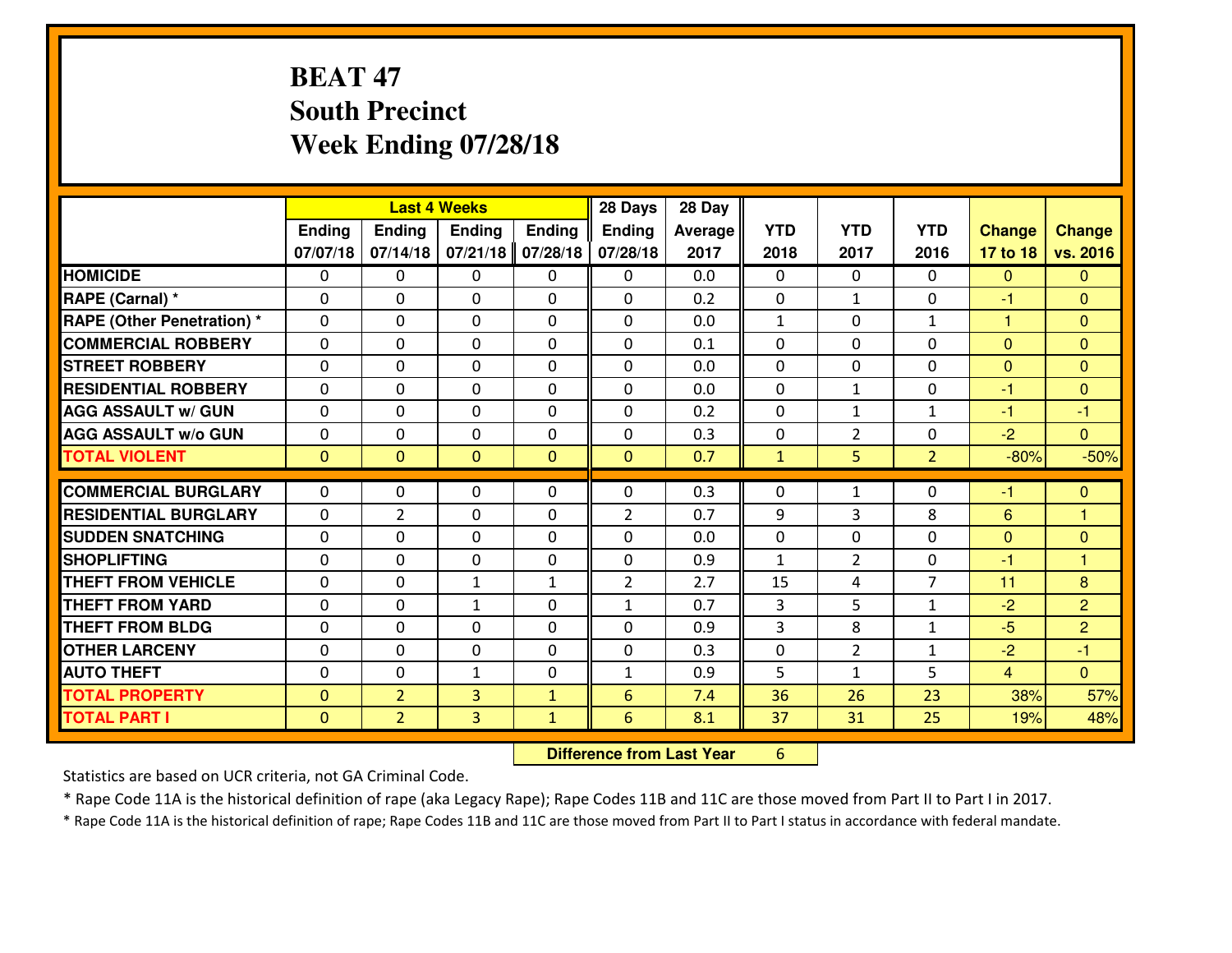# BEAT 47
## South Precinct
## Week Ending 07/28/18

| | Last 4 Weeks | | | | 28 Days | 28 Day | | | | | |
|---|---|---|---|---|---|---|---|---|---|---|---|
| | Ending 07/07/18 | Ending 07/14/18 | Ending 07/21/18 | Ending 07/28/18 | Ending 07/28/18 | Average 2017 | YTD 2018 | YTD 2017 | YTD 2016 | Change 17 to 18 | Change vs. 2016 |
| HOMICIDE | 0 | 0 | 0 | 0 | 0 | 0.0 | 0 | 0 | 0 | 0 | 0 |
| RAPE (Carnal) * | 0 | 0 | 0 | 0 | 0 | 0.2 | 0 | 1 | 0 | -1 | 0 |
| RAPE (Other Penetration) * | 0 | 0 | 0 | 0 | 0 | 0.0 | 1 | 0 | 1 | 1 | 0 |
| COMMERCIAL ROBBERY | 0 | 0 | 0 | 0 | 0 | 0.1 | 0 | 0 | 0 | 0 | 0 |
| STREET ROBBERY | 0 | 0 | 0 | 0 | 0 | 0.0 | 0 | 0 | 0 | 0 | 0 |
| RESIDENTIAL ROBBERY | 0 | 0 | 0 | 0 | 0 | 0.0 | 0 | 1 | 0 | -1 | 0 |
| AGG ASSAULT w/ GUN | 0 | 0 | 0 | 0 | 0 | 0.2 | 0 | 1 | 1 | -1 | -1 |
| AGG ASSAULT w/o GUN | 0 | 0 | 0 | 0 | 0 | 0.3 | 0 | 2 | 0 | -2 | 0 |
| TOTAL VIOLENT | 0 | 0 | 0 | 0 | 0 | 0.7 | 1 | 5 | 2 | -80% | -50% |
| COMMERCIAL BURGLARY | 0 | 0 | 0 | 0 | 0 | 0.3 | 0 | 1 | 0 | -1 | 0 |
| RESIDENTIAL BURGLARY | 0 | 2 | 0 | 0 | 2 | 0.7 | 9 | 3 | 8 | 6 | 1 |
| SUDDEN SNATCHING | 0 | 0 | 0 | 0 | 0 | 0.0 | 0 | 0 | 0 | 0 | 0 |
| SHOPLIFTING | 0 | 0 | 0 | 0 | 0 | 0.9 | 1 | 2 | 0 | -1 | 1 |
| THEFT FROM VEHICLE | 0 | 0 | 1 | 1 | 2 | 2.7 | 15 | 4 | 7 | 11 | 8 |
| THEFT FROM YARD | 0 | 0 | 1 | 0 | 1 | 0.7 | 3 | 5 | 1 | -2 | 2 |
| THEFT FROM BLDG | 0 | 0 | 0 | 0 | 0 | 0.9 | 3 | 8 | 1 | -5 | 2 |
| OTHER LARCENY | 0 | 0 | 0 | 0 | 0 | 0.3 | 0 | 2 | 1 | -2 | -1 |
| AUTO THEFT | 0 | 0 | 1 | 0 | 1 | 0.9 | 5 | 1 | 5 | 4 | 0 |
| TOTAL PROPERTY | 0 | 2 | 3 | 1 | 6 | 7.4 | 36 | 26 | 23 | 38% | 57% |
| TOTAL PART I | 0 | 2 | 3 | 1 | 6 | 8.1 | 37 | 31 | 25 | 19% | 48% |

**Difference from Last Year** 6

Statistics are based on UCR criteria, not GA Criminal Code.

* Rape Code 11A is the historical definition of rape (aka Legacy Rape); Rape Codes 11B and 11C are those moved from Part II to Part I in 2017.

* Rape Code 11A is the historical definition of rape; Rape Codes 11B and 11C are those moved from Part II to Part I status in accordance with federal mandate.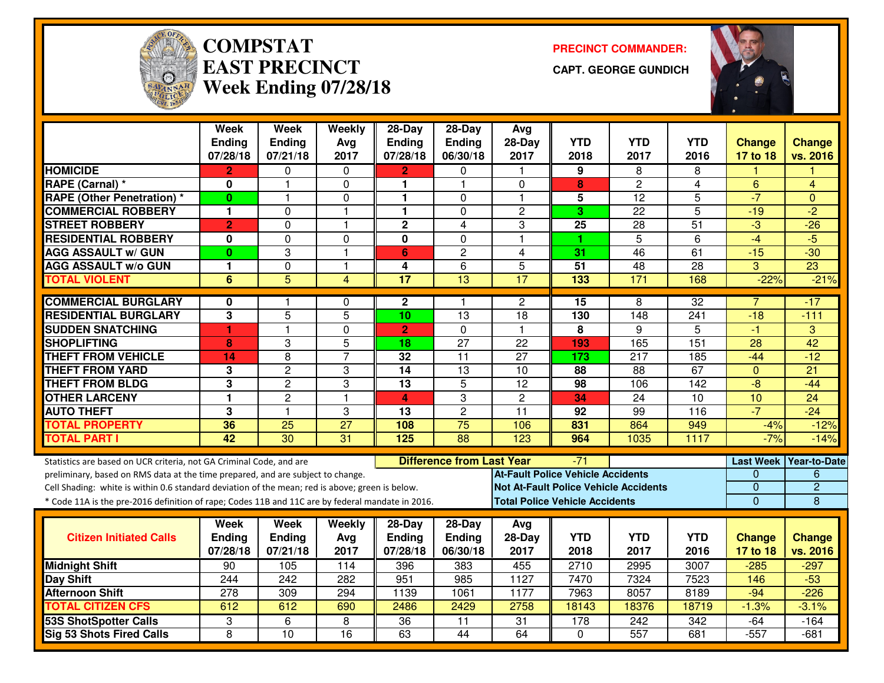# COMPSTAT
# EAST PRECINCT
## Week Ending 07/28/18

**PRECINCT COMMANDER:**

**CAPT. GEORGE GUNDICH**

| | Week Ending 07/28/18 | Week Ending 07/21/18 | Weekly Avg 2017 | 28-Day Ending 07/28/18 | 28-Day Ending 06/30/18 | Avg 28-Day 2017 | YTD 2018 | YTD 2017 | YTD 2016 | Change 17 to 18 | Change vs. 2016 |
|---|---|---|---|---|---|---|---|---|---|---|---|
| HOMICIDE | 2 | 0 | 0 | 2 | 0 | 1 | 9 | 8 | 8 | 1 | 1 |
| RAPE (Carnal) * | 0 | 1 | 0 | 1 | 1 | 0 | 8 | 2 | 4 | 6 | 4 |
| RAPE (Other Penetration) * | 0 | 1 | 0 | 1 | 0 | 1 | 5 | 12 | 5 | -7 | 0 |
| COMMERCIAL ROBBERY | 1 | 0 | 1 | 1 | 0 | 2 | 3 | 22 | 5 | -19 | -2 |
| STREET ROBBERY | 2 | 0 | 1 | 2 | 4 | 3 | 25 | 28 | 51 | -3 | -26 |
| RESIDENTIAL ROBBERY | 0 | 0 | 0 | 0 | 0 | 1 | 1 | 5 | 6 | -4 | -5 |
| AGG ASSAULT w/ GUN | 0 | 3 | 1 | 6 | 2 | 4 | 31 | 46 | 61 | -15 | -30 |
| AGG ASSAULT w/o GUN | 1 | 0 | 1 | 4 | 6 | 5 | 51 | 48 | 28 | 3 | 23 |
| TOTAL VIOLENT | 6 | 5 | 4 | 17 | 13 | 17 | 133 | 171 | 168 | -22% | -21% |
| COMMERCIAL BURGLARY | 0 | 1 | 0 | 2 | 1 | 2 | 15 | 8 | 32 | 7 | -17 |
| RESIDENTIAL BURGLARY | 3 | 5 | 5 | 10 | 13 | 18 | 130 | 148 | 241 | -18 | -111 |
| SUDDEN SNATCHING | 1 | 1 | 0 | 2 | 0 | 1 | 8 | 9 | 5 | -1 | 3 |
| SHOPLIFTING | 8 | 3 | 5 | 18 | 27 | 22 | 193 | 165 | 151 | 28 | 42 |
| THEFT FROM VEHICLE | 14 | 8 | 7 | 32 | 11 | 27 | 173 | 217 | 185 | -44 | -12 |
| THEFT FROM YARD | 3 | 2 | 3 | 14 | 13 | 10 | 88 | 88 | 67 | 0 | 21 |
| THEFT FROM BLDG | 3 | 2 | 3 | 13 | 5 | 12 | 98 | 106 | 142 | -8 | -44 |
| OTHER LARCENY | 1 | 2 | 1 | 4 | 3 | 2 | 34 | 24 | 10 | 10 | 24 |
| AUTO THEFT | 3 | 1 | 3 | 13 | 2 | 11 | 92 | 99 | 116 | -7 | -24 |
| TOTAL PROPERTY | 36 | 25 | 27 | 108 | 75 | 106 | 831 | 864 | 949 | -4% | -12% |
| TOTAL PART I | 42 | 30 | 31 | 125 | 88 | 123 | 964 | 1035 | 1117 | -7% | -14% |

Statistics are based on UCR criteria, not GA Criminal Code, and are preliminary, based on RMS data at the time prepared, and are subject to change.

Cell Shading: white is within 0.6 standard deviation of the mean; red is above; green is below.

* Code 11A is the pre-2016 definition of rape; Codes 11B and 11C are by federal mandate in 2016.

**Difference from Last Year:** -71

| | Last Week | Year-to-Date |
|---|---|---|
| At-Fault Police Vehicle Accidents | 0 | 6 |
| Not At-Fault Police Vehicle Accidents | 0 | 2 |
| Total Police Vehicle Accidents | 0 | 8 |

| Citizen Initiated Calls | Week Ending 07/28/18 | Week Ending 07/21/18 | Weekly Avg 2017 | 28-Day Ending 07/28/18 | 28-Day Ending 06/30/18 | Avg 28-Day 2017 | YTD 2018 | YTD 2017 | YTD 2016 | Change 17 to 18 | Change vs. 2016 |
|---|---|---|---|---|---|---|---|---|---|---|---|
| Midnight Shift | 90 | 105 | 114 | 396 | 383 | 455 | 2710 | 2995 | 3007 | -285 | -297 |
| Day Shift | 244 | 242 | 282 | 951 | 985 | 1127 | 7470 | 7324 | 7523 | 146 | -53 |
| Afternoon Shift | 278 | 309 | 294 | 1139 | 1061 | 1177 | 7963 | 8057 | 8189 | -94 | -226 |
| TOTAL CITIZEN CFS | 612 | 612 | 690 | 2486 | 2429 | 2758 | 18143 | 18376 | 18719 | -1.3% | -3.1% |
| 53S ShotSpotter Calls | 3 | 6 | 8 | 36 | 11 | 31 | 178 | 242 | 342 | -64 | -164 |
| Sig 53 Shots Fired Calls | 8 | 10 | 16 | 63 | 44 | 64 | 0 | 557 | 681 | -557 | -681 |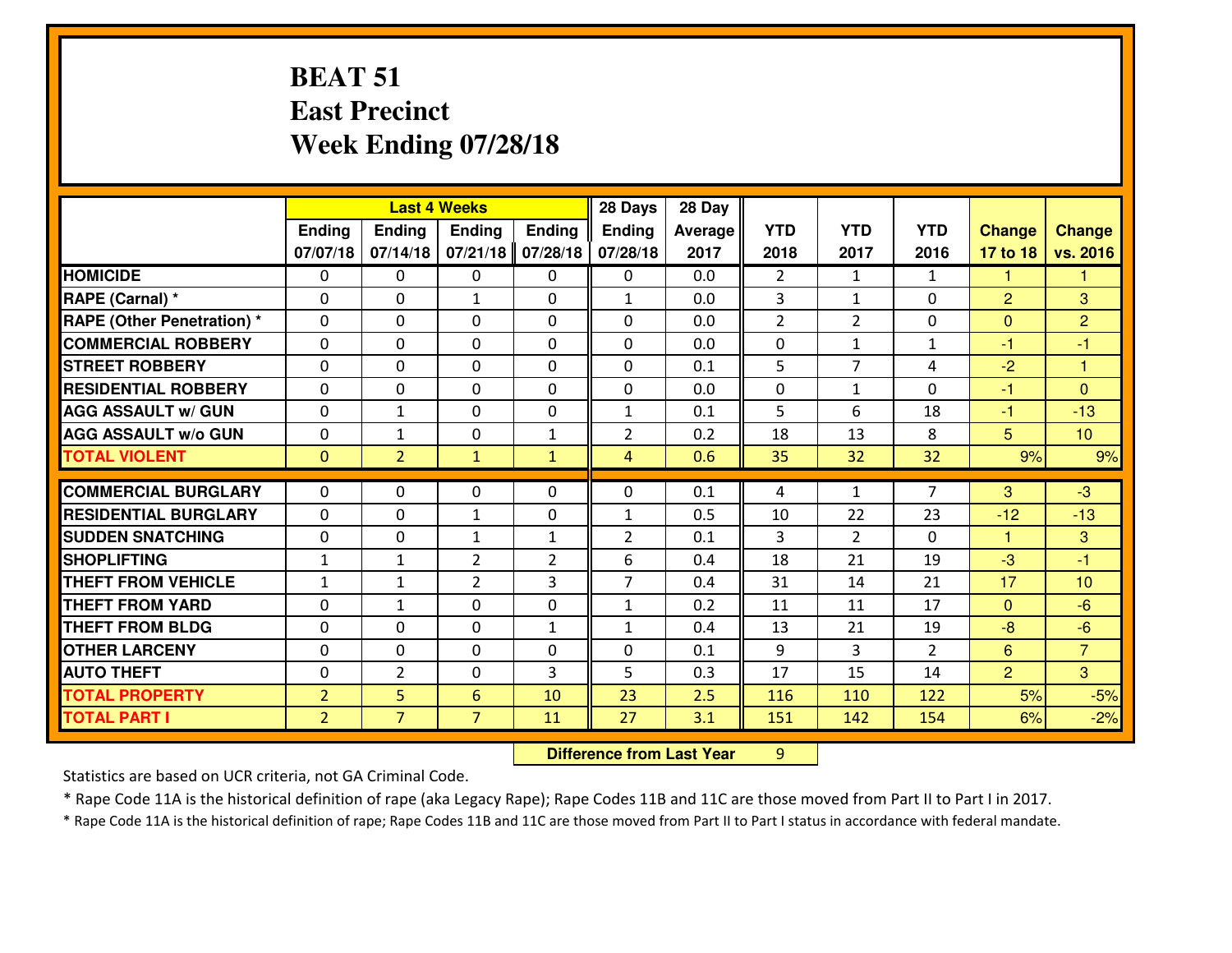# BEAT 51
## East Precinct
## Week Ending 07/28/18

| | Last 4 Weeks | | | | 28 Days | 28 Day | | | | | |
|---|---|---|---|---|---|---|---|---|---|---|---|
| | Ending 07/07/18 | Ending 07/14/18 | Ending 07/21/18 | Ending 07/28/18 | Ending 07/28/18 | Average 2017 | YTD 2018 | YTD 2017 | YTD 2016 | Change 17 to 18 | Change vs. 2016 |
| HOMICIDE | 0 | 0 | 0 | 0 | 0 | 0.0 | 2 | 1 | 1 | 1 | 1 |
| RAPE (Carnal) * | 0 | 0 | 1 | 0 | 1 | 0.0 | 3 | 1 | 0 | 2 | 3 |
| RAPE (Other Penetration) * | 0 | 0 | 0 | 0 | 0 | 0.0 | 2 | 2 | 0 | 0 | 2 |
| COMMERCIAL ROBBERY | 0 | 0 | 0 | 0 | 0 | 0.0 | 0 | 1 | 1 | -1 | -1 |
| STREET ROBBERY | 0 | 0 | 0 | 0 | 0 | 0.1 | 5 | 7 | 4 | -2 | 1 |
| RESIDENTIAL ROBBERY | 0 | 0 | 0 | 0 | 0 | 0.0 | 0 | 1 | 0 | -1 | 0 |
| AGG ASSAULT w/ GUN | 0 | 1 | 0 | 0 | 1 | 0.1 | 5 | 6 | 18 | -1 | -13 |
| AGG ASSAULT w/o GUN | 0 | 1 | 0 | 1 | 2 | 0.2 | 18 | 13 | 8 | 5 | 10 |
| TOTAL VIOLENT | 0 | 2 | 1 | 1 | 4 | 0.6 | 35 | 32 | 32 | 9% | 9% |
| COMMERCIAL BURGLARY | 0 | 0 | 0 | 0 | 0 | 0.1 | 4 | 1 | 7 | 3 | -3 |
| RESIDENTIAL BURGLARY | 0 | 0 | 1 | 0 | 1 | 0.5 | 10 | 22 | 23 | -12 | -13 |
| SUDDEN SNATCHING | 0 | 0 | 1 | 1 | 2 | 0.1 | 3 | 2 | 0 | 1 | 3 |
| SHOPLIFTING | 1 | 1 | 2 | 2 | 6 | 0.4 | 18 | 21 | 19 | -3 | -1 |
| THEFT FROM VEHICLE | 1 | 1 | 2 | 3 | 7 | 0.4 | 31 | 14 | 21 | 17 | 10 |
| THEFT FROM YARD | 0 | 1 | 0 | 0 | 1 | 0.2 | 11 | 11 | 17 | 0 | -6 |
| THEFT FROM BLDG | 0 | 0 | 0 | 1 | 1 | 0.4 | 13 | 21 | 19 | -8 | -6 |
| OTHER LARCENY | 0 | 0 | 0 | 0 | 0 | 0.1 | 9 | 3 | 2 | 6 | 7 |
| AUTO THEFT | 0 | 2 | 0 | 3 | 5 | 0.3 | 17 | 15 | 14 | 2 | 3 |
| TOTAL PROPERTY | 2 | 5 | 6 | 10 | 23 | 2.5 | 116 | 110 | 122 | 5% | -5% |
| TOTAL PART I | 2 | 7 | 7 | 11 | 27 | 3.1 | 151 | 142 | 154 | 6% | -2% |

**Difference from Last Year** 9

Statistics are based on UCR criteria, not GA Criminal Code.

* Rape Code 11A is the historical definition of rape (aka Legacy Rape); Rape Codes 11B and 11C are those moved from Part II to Part I in 2017.

* Rape Code 11A is the historical definition of rape; Rape Codes 11B and 11C are those moved from Part II to Part I status in accordance with federal mandate.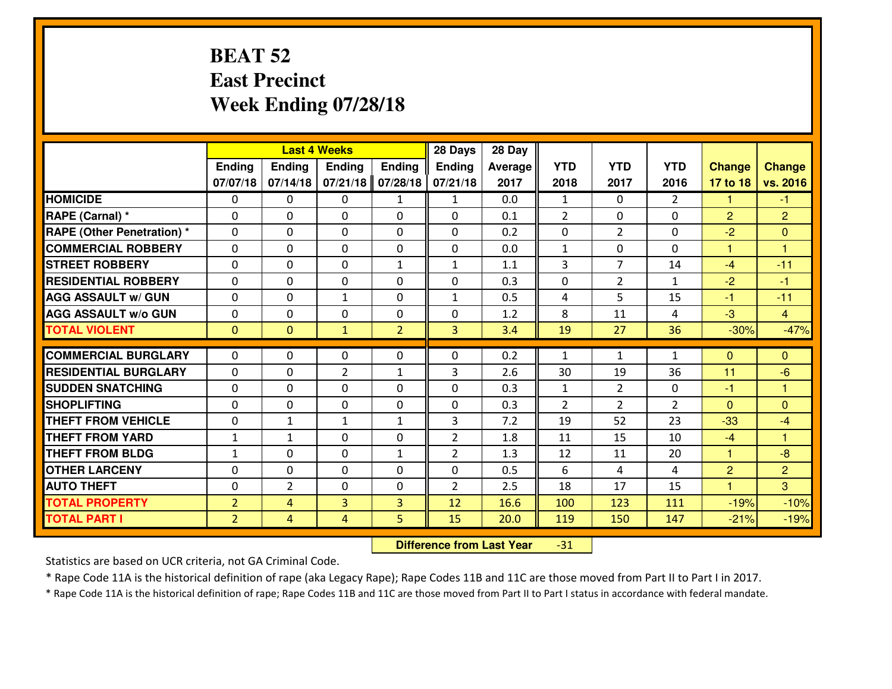# BEAT 52
# East Precinct
# Week Ending 07/28/18

| | Last 4 Weeks | | | | 28 Days | 28 Day | | | | | |
|---|---|---|---|---|---|---|---|---|---|---|---|
| | Ending 07/07/18 | Ending 07/14/18 | Ending 07/21/18 | Ending 07/28/18 | Ending 07/21/18 | Average 2017 | YTD 2018 | YTD 2017 | YTD 2016 | Change 17 to 18 | Change vs. 2016 |
| HOMICIDE | 0 | 0 | 0 | 1 | 1 | 0.0 | 1 | 0 | 2 | 1 | -1 |
| RAPE (Carnal) * | 0 | 0 | 0 | 0 | 0 | 0.1 | 2 | 0 | 0 | 2 | 2 |
| RAPE (Other Penetration) * | 0 | 0 | 0 | 0 | 0 | 0.2 | 0 | 2 | 0 | -2 | 0 |
| COMMERCIAL ROBBERY | 0 | 0 | 0 | 0 | 0 | 0.0 | 1 | 0 | 0 | 1 | 1 |
| STREET ROBBERY | 0 | 0 | 0 | 1 | 1 | 1.1 | 3 | 7 | 14 | -4 | -11 |
| RESIDENTIAL ROBBERY | 0 | 0 | 0 | 0 | 0 | 0.3 | 0 | 2 | 1 | -2 | -1 |
| AGG ASSAULT w/ GUN | 0 | 0 | 1 | 0 | 1 | 0.5 | 4 | 5 | 15 | -1 | -11 |
| AGG ASSAULT w/o GUN | 0 | 0 | 0 | 0 | 0 | 1.2 | 8 | 11 | 4 | -3 | 4 |
| TOTAL VIOLENT | 0 | 0 | 1 | 2 | 3 | 3.4 | 19 | 27 | 36 | -30% | -47% |
| COMMERCIAL BURGLARY | 0 | 0 | 0 | 0 | 0 | 0.2 | 1 | 1 | 1 | 0 | 0 |
| RESIDENTIAL BURGLARY | 0 | 0 | 2 | 1 | 3 | 2.6 | 30 | 19 | 36 | 11 | -6 |
| SUDDEN SNATCHING | 0 | 0 | 0 | 0 | 0 | 0.3 | 1 | 2 | 0 | -1 | 1 |
| SHOPLIFTING | 0 | 0 | 0 | 0 | 0 | 0.3 | 2 | 2 | 2 | 0 | 0 |
| THEFT FROM VEHICLE | 0 | 1 | 1 | 1 | 3 | 7.2 | 19 | 52 | 23 | -33 | -4 |
| THEFT FROM YARD | 1 | 1 | 0 | 0 | 2 | 1.8 | 11 | 15 | 10 | -4 | 1 |
| THEFT FROM BLDG | 1 | 0 | 0 | 1 | 2 | 1.3 | 12 | 11 | 20 | 1 | -8 |
| OTHER LARCENY | 0 | 0 | 0 | 0 | 0 | 0.5 | 6 | 4 | 4 | 2 | 2 |
| AUTO THEFT | 0 | 2 | 0 | 0 | 2 | 2.5 | 18 | 17 | 15 | 1 | 3 |
| TOTAL PROPERTY | 2 | 4 | 3 | 3 | 12 | 16.6 | 100 | 123 | 111 | -19% | -10% |
| TOTAL PART I | 2 | 4 | 4 | 5 | 15 | 20.0 | 119 | 150 | 147 | -21% | -19% |

**Difference from Last Year** -31

Statistics are based on UCR criteria, not GA Criminal Code.

* Rape Code 11A is the historical definition of rape (aka Legacy Rape); Rape Codes 11B and 11C are those moved from Part II to Part I in 2017.

* Rape Code 11A is the historical definition of rape; Rape Codes 11B and 11C are those moved from Part II to Part I status in accordance with federal mandate.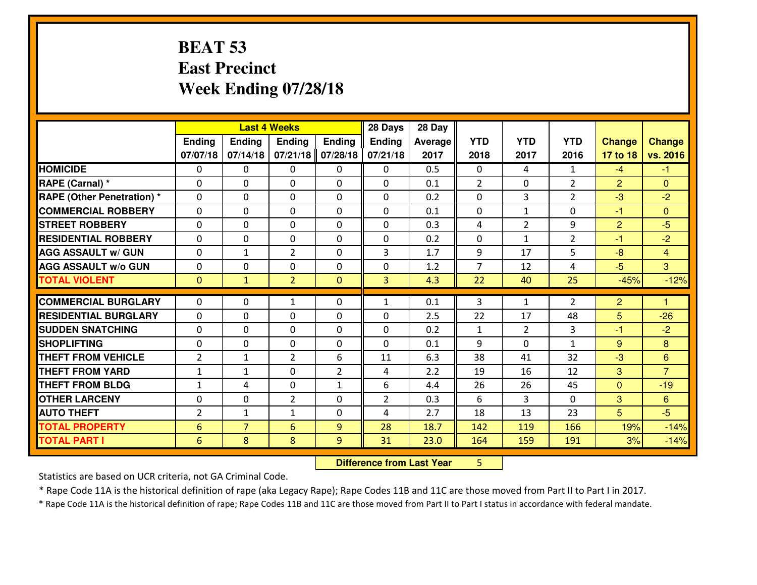# BEAT 53
# East Precinct
# Week Ending 07/28/18

| | Last 4 Weeks | | | | 28 Days | 28 Day | | | | | |
|---|---|---|---|---|---|---|---|---|---|---|---|
| | Ending 07/07/18 | Ending 07/14/18 | Ending 07/21/18 | Ending 07/28/18 | Ending 07/21/18 | Average 2017 | YTD 2018 | YTD 2017 | YTD 2016 | Change 17 to 18 | Change vs. 2016 |
| **HOMICIDE** | 0 | 0 | 0 | 0 | 0 | 0.5 | 0 | 4 | 1 | -4 | -1 |
| **RAPE (Carnal) *** | 0 | 0 | 0 | 0 | 0 | 0.1 | 2 | 0 | 2 | 2 | 0 |
| **RAPE (Other Penetration) *** | 0 | 0 | 0 | 0 | 0 | 0.2 | 0 | 3 | 2 | -3 | -2 |
| **COMMERCIAL ROBBERY** | 0 | 0 | 0 | 0 | 0 | 0.1 | 0 | 1 | 0 | -1 | 0 |
| **STREET ROBBERY** | 0 | 0 | 0 | 0 | 0 | 0.3 | 4 | 2 | 9 | 2 | -5 |
| **RESIDENTIAL ROBBERY** | 0 | 0 | 0 | 0 | 0 | 0.2 | 0 | 1 | 2 | -1 | -2 |
| **AGG ASSAULT w/ GUN** | 0 | 1 | 2 | 0 | 3 | 1.7 | 9 | 17 | 5 | -8 | 4 |
| **AGG ASSAULT w/o GUN** | 0 | 0 | 0 | 0 | 0 | 1.2 | 7 | 12 | 4 | -5 | 3 |
| **TOTAL VIOLENT** | 0 | 1 | 2 | 0 | 3 | 4.3 | 22 | 40 | 25 | -45% | -12% |
| **COMMERCIAL BURGLARY** | 0 | 0 | 1 | 0 | 1 | 0.1 | 3 | 1 | 2 | 2 | 1 |
| **RESIDENTIAL BURGLARY** | 0 | 0 | 0 | 0 | 0 | 2.5 | 22 | 17 | 48 | 5 | -26 |
| **SUDDEN SNATCHING** | 0 | 0 | 0 | 0 | 0 | 0.2 | 1 | 2 | 3 | -1 | -2 |
| **SHOPLIFTING** | 0 | 0 | 0 | 0 | 0 | 0.1 | 9 | 0 | 1 | 9 | 8 |
| **THEFT FROM VEHICLE** | 2 | 1 | 2 | 6 | 11 | 6.3 | 38 | 41 | 32 | -3 | 6 |
| **THEFT FROM YARD** | 1 | 1 | 0 | 2 | 4 | 2.2 | 19 | 16 | 12 | 3 | 7 |
| **THEFT FROM BLDG** | 1 | 4 | 0 | 1 | 6 | 4.4 | 26 | 26 | 45 | 0 | -19 |
| **OTHER LARCENY** | 0 | 0 | 2 | 0 | 2 | 0.3 | 6 | 3 | 0 | 3 | 6 |
| **AUTO THEFT** | 2 | 1 | 1 | 0 | 4 | 2.7 | 18 | 13 | 23 | 5 | -5 |
| **TOTAL PROPERTY** | 6 | 7 | 6 | 9 | 28 | 18.7 | 142 | 119 | 166 | 19% | -14% |
| **TOTAL PART I** | 6 | 8 | 8 | 9 | 31 | 23.0 | 164 | 159 | 191 | 3% | -14% |

**Difference from Last Year** 5

Statistics are based on UCR criteria, not GA Criminal Code.

* Rape Code 11A is the historical definition of rape (aka Legacy Rape); Rape Codes 11B and 11C are those moved from Part II to Part I in 2017.

* Rape Code 11A is the historical definition of rape; Rape Codes 11B and 11C are those moved from Part II to Part I status in accordance with federal mandate.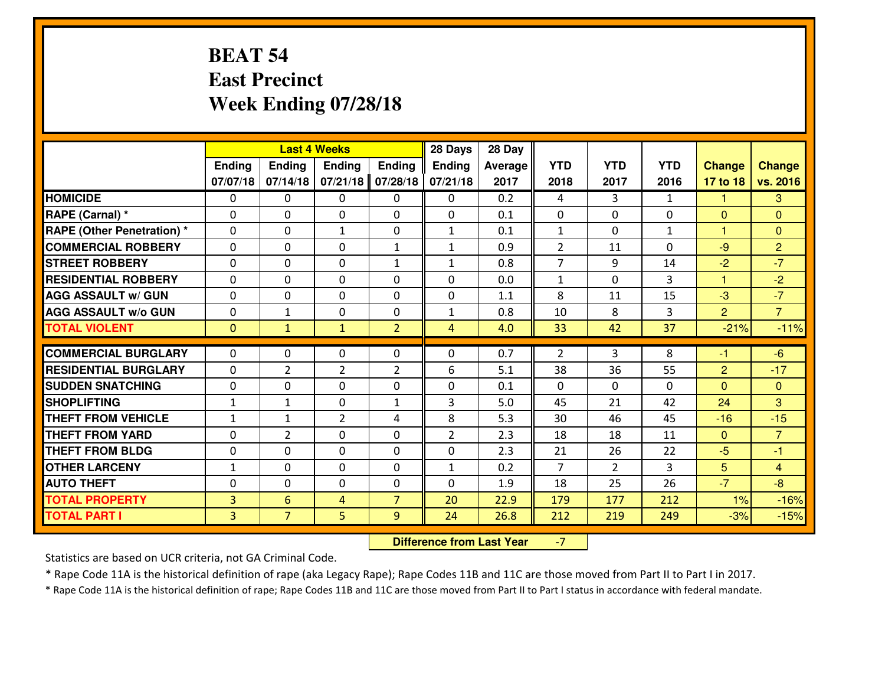# BEAT 54
# East Precinct
# Week Ending 07/28/18

| | Last 4 Weeks | | | | 28 Days | 28 Day | | | | | |
|---|---|---|---|---|---|---|---|---|---|---|---|
| | Ending 07/07/18 | Ending 07/14/18 | Ending 07/21/18 | Ending 07/28/18 | Ending 07/21/18 | Average 2017 | YTD 2018 | YTD 2017 | YTD 2016 | Change 17 to 18 | Change vs. 2016 |
| **HOMICIDE** | 0 | 0 | 0 | 0 | 0 | 0.2 | 4 | 3 | 1 | 1 | 3 |
| **RAPE (Carnal) *** | 0 | 0 | 0 | 0 | 0 | 0.1 | 0 | 0 | 0 | 0 | 0 |
| **RAPE (Other Penetration) *** | 0 | 0 | 1 | 0 | 1 | 0.1 | 1 | 0 | 1 | 1 | 0 |
| **COMMERCIAL ROBBERY** | 0 | 0 | 0 | 1 | 1 | 0.9 | 2 | 11 | 0 | -9 | 2 |
| **STREET ROBBERY** | 0 | 0 | 0 | 1 | 1 | 0.8 | 7 | 9 | 14 | -2 | -7 |
| **RESIDENTIAL ROBBERY** | 0 | 0 | 0 | 0 | 0 | 0.0 | 1 | 0 | 3 | 1 | -2 |
| **AGG ASSAULT w/ GUN** | 0 | 0 | 0 | 0 | 0 | 1.1 | 8 | 11 | 15 | -3 | -7 |
| **AGG ASSAULT w/o GUN** | 0 | 1 | 0 | 0 | 1 | 0.8 | 10 | 8 | 3 | 2 | 7 |
| **TOTAL VIOLENT** | 0 | 1 | 1 | 2 | 4 | 4.0 | 33 | 42 | 37 | -21% | -11% |
| **COMMERCIAL BURGLARY** | 0 | 0 | 0 | 0 | 0 | 0.7 | 2 | 3 | 8 | -1 | -6 |
| **RESIDENTIAL BURGLARY** | 0 | 2 | 2 | 2 | 6 | 5.1 | 38 | 36 | 55 | 2 | -17 |
| **SUDDEN SNATCHING** | 0 | 0 | 0 | 0 | 0 | 0.1 | 0 | 0 | 0 | 0 | 0 |
| **SHOPLIFTING** | 1 | 1 | 0 | 1 | 3 | 5.0 | 45 | 21 | 42 | 24 | 3 |
| **THEFT FROM VEHICLE** | 1 | 1 | 2 | 4 | 8 | 5.3 | 30 | 46 | 45 | -16 | -15 |
| **THEFT FROM YARD** | 0 | 2 | 0 | 0 | 2 | 2.3 | 18 | 18 | 11 | 0 | 7 |
| **THEFT FROM BLDG** | 0 | 0 | 0 | 0 | 0 | 2.3 | 21 | 26 | 22 | -5 | -1 |
| **OTHER LARCENY** | 1 | 0 | 0 | 0 | 1 | 0.2 | 7 | 2 | 3 | 5 | 4 |
| **AUTO THEFT** | 0 | 0 | 0 | 0 | 0 | 1.9 | 18 | 25 | 26 | -7 | -8 |
| **TOTAL PROPERTY** | 3 | 6 | 4 | 7 | 20 | 22.9 | 179 | 177 | 212 | 1% | -16% |
| **TOTAL PART I** | 3 | 7 | 5 | 9 | 24 | 26.8 | 212 | 219 | 249 | -3% | -15% |

**Difference from Last Year** -7

Statistics are based on UCR criteria, not GA Criminal Code.

* Rape Code 11A is the historical definition of rape (aka Legacy Rape); Rape Codes 11B and 11C are those moved from Part II to Part I in 2017.

* Rape Code 11A is the historical definition of rape; Rape Codes 11B and 11C are those moved from Part II to Part I status in accordance with federal mandate.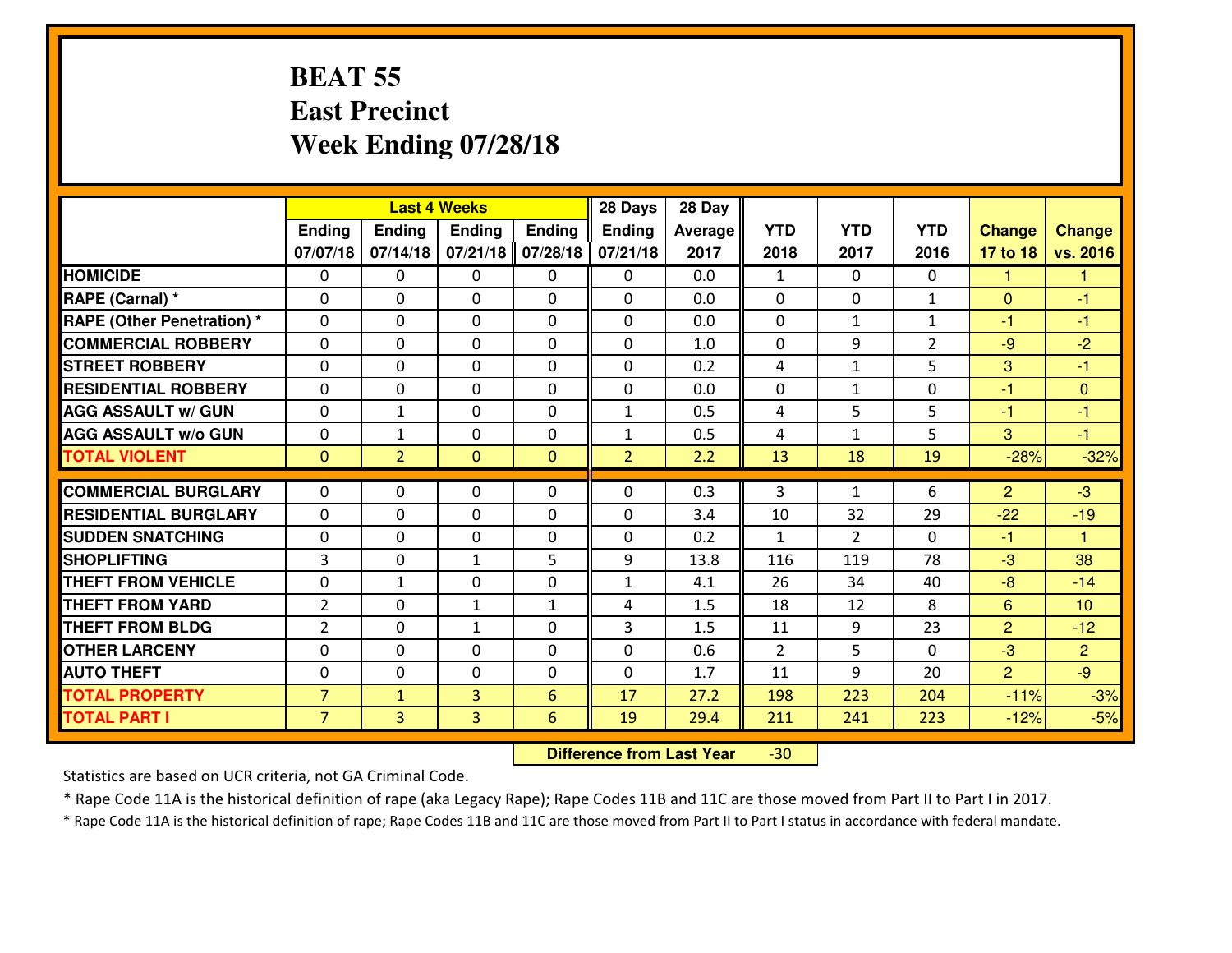# BEAT 55
# East Precinct
# Week Ending 07/28/18

| | Last 4 Weeks | | | | 28 Days | 28 Day | | | | | |
|---|---|---|---|---|---|---|---|---|---|---|---|
| | Ending 07/07/18 | Ending 07/14/18 | Ending 07/21/18 | Ending 07/28/18 | Ending 07/21/18 | Average 2017 | YTD 2018 | YTD 2017 | YTD 2016 | Change 17 to 18 | Change vs. 2016 |
| **HOMICIDE** | 0 | 0 | 0 | 0 | 0 | 0.0 | 1 | 0 | 0 | 1 | 1 |
| **RAPE (Carnal) *** | 0 | 0 | 0 | 0 | 0 | 0.0 | 0 | 0 | 1 | 0 | -1 |
| **RAPE (Other Penetration) *** | 0 | 0 | 0 | 0 | 0 | 0.0 | 0 | 1 | 1 | -1 | -1 |
| **COMMERCIAL ROBBERY** | 0 | 0 | 0 | 0 | 0 | 1.0 | 0 | 9 | 2 | -9 | -2 |
| **STREET ROBBERY** | 0 | 0 | 0 | 0 | 0 | 0.2 | 4 | 1 | 5 | 3 | -1 |
| **RESIDENTIAL ROBBERY** | 0 | 0 | 0 | 0 | 0 | 0.0 | 0 | 1 | 0 | -1 | 0 |
| **AGG ASSAULT w/ GUN** | 0 | 1 | 0 | 0 | 1 | 0.5 | 4 | 5 | 5 | -1 | -1 |
| **AGG ASSAULT w/o GUN** | 0 | 1 | 0 | 0 | 1 | 0.5 | 4 | 1 | 5 | 3 | -1 |
| **TOTAL VIOLENT** | 0 | 2 | 0 | 0 | 2 | 2.2 | 13 | 18 | 19 | -28% | -32% |
| **COMMERCIAL BURGLARY** | 0 | 0 | 0 | 0 | 0 | 0.3 | 3 | 1 | 6 | 2 | -3 |
| **RESIDENTIAL BURGLARY** | 0 | 0 | 0 | 0 | 0 | 3.4 | 10 | 32 | 29 | -22 | -19 |
| **SUDDEN SNATCHING** | 0 | 0 | 0 | 0 | 0 | 0.2 | 1 | 2 | 0 | -1 | 1 |
| **SHOPLIFTING** | 3 | 0 | 1 | 5 | 9 | 13.8 | 116 | 119 | 78 | -3 | 38 |
| **THEFT FROM VEHICLE** | 0 | 1 | 0 | 0 | 1 | 4.1 | 26 | 34 | 40 | -8 | -14 |
| **THEFT FROM YARD** | 2 | 0 | 1 | 1 | 4 | 1.5 | 18 | 12 | 8 | 6 | 10 |
| **THEFT FROM BLDG** | 2 | 0 | 1 | 0 | 3 | 1.5 | 11 | 9 | 23 | 2 | -12 |
| **OTHER LARCENY** | 0 | 0 | 0 | 0 | 0 | 0.6 | 2 | 5 | 0 | -3 | 2 |
| **AUTO THEFT** | 0 | 0 | 0 | 0 | 0 | 1.7 | 11 | 9 | 20 | 2 | -9 |
| **TOTAL PROPERTY** | 7 | 1 | 3 | 6 | 17 | 27.2 | 198 | 223 | 204 | -11% | -3% |
| **TOTAL PART I** | 7 | 3 | 3 | 6 | 19 | 29.4 | 211 | 241 | 223 | -12% | -5% |

**Difference from Last Year** -30

Statistics are based on UCR criteria, not GA Criminal Code.

* Rape Code 11A is the historical definition of rape (aka Legacy Rape); Rape Codes 11B and 11C are those moved from Part II to Part I in 2017.

* Rape Code 11A is the historical definition of rape; Rape Codes 11B and 11C are those moved from Part II to Part I status in accordance with federal mandate.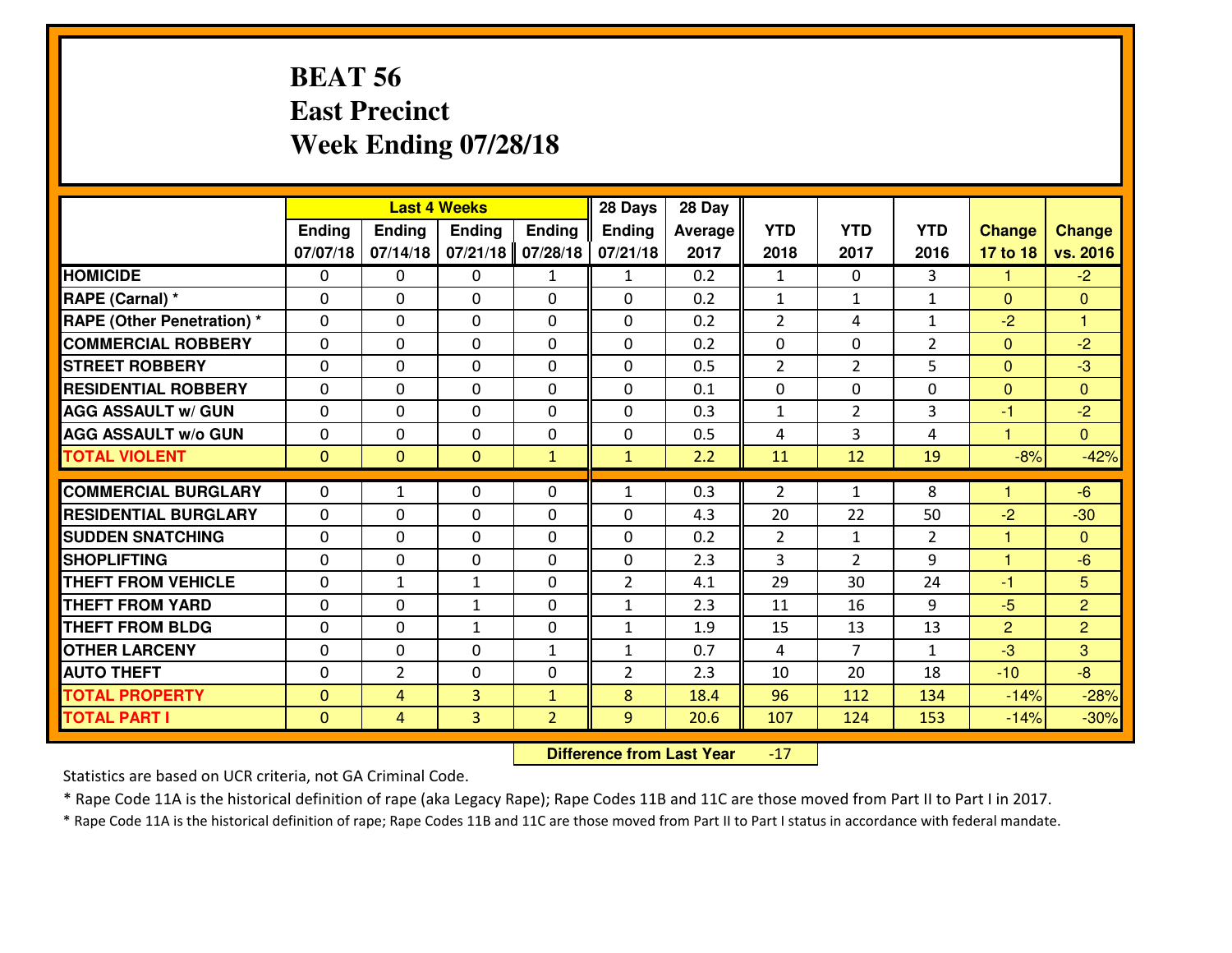# BEAT 56
## East Precinct
## Week Ending 07/28/18

| | Last 4 Weeks | | | | 28 Days | 28 Day | | | | | |
|---|---|---|---|---|---|---|---|---|---|---|---|
| | Ending 07/07/18 | Ending 07/14/18 | Ending 07/21/18 | Ending 07/28/18 | Ending 07/21/18 | Average 2017 | YTD 2018 | YTD 2017 | YTD 2016 | Change 17 to 18 | Change vs. 2016 |
| HOMICIDE | 0 | 0 | 0 | 1 | 1 | 0.2 | 1 | 0 | 3 | 1 | -2 |
| RAPE (Carnal) * | 0 | 0 | 0 | 0 | 0 | 0.2 | 1 | 1 | 1 | 0 | 0 |
| RAPE (Other Penetration) * | 0 | 0 | 0 | 0 | 0 | 0.2 | 2 | 4 | 1 | -2 | 1 |
| COMMERCIAL ROBBERY | 0 | 0 | 0 | 0 | 0 | 0.2 | 0 | 0 | 2 | 0 | -2 |
| STREET ROBBERY | 0 | 0 | 0 | 0 | 0 | 0.5 | 2 | 2 | 5 | 0 | -3 |
| RESIDENTIAL ROBBERY | 0 | 0 | 0 | 0 | 0 | 0.1 | 0 | 0 | 0 | 0 | 0 |
| AGG ASSAULT w/ GUN | 0 | 0 | 0 | 0 | 0 | 0.3 | 1 | 2 | 3 | -1 | -2 |
| AGG ASSAULT w/o GUN | 0 | 0 | 0 | 0 | 0 | 0.5 | 4 | 3 | 4 | 1 | 0 |
| TOTAL VIOLENT | 0 | 0 | 0 | 1 | 1 | 2.2 | 11 | 12 | 19 | -8% | -42% |
| COMMERCIAL BURGLARY | 0 | 1 | 0 | 0 | 1 | 0.3 | 2 | 1 | 8 | 1 | -6 |
| RESIDENTIAL BURGLARY | 0 | 0 | 0 | 0 | 0 | 4.3 | 20 | 22 | 50 | -2 | -30 |
| SUDDEN SNATCHING | 0 | 0 | 0 | 0 | 0 | 0.2 | 2 | 1 | 2 | 1 | 0 |
| SHOPLIFTING | 0 | 0 | 0 | 0 | 0 | 2.3 | 3 | 2 | 9 | 1 | -6 |
| THEFT FROM VEHICLE | 0 | 1 | 1 | 0 | 2 | 4.1 | 29 | 30 | 24 | -1 | 5 |
| THEFT FROM YARD | 0 | 0 | 1 | 0 | 1 | 2.3 | 11 | 16 | 9 | -5 | 2 |
| THEFT FROM BLDG | 0 | 0 | 1 | 0 | 1 | 1.9 | 15 | 13 | 13 | 2 | 2 |
| OTHER LARCENY | 0 | 0 | 0 | 1 | 1 | 0.7 | 4 | 7 | 1 | -3 | 3 |
| AUTO THEFT | 0 | 2 | 0 | 0 | 2 | 2.3 | 10 | 20 | 18 | -10 | -8 |
| TOTAL PROPERTY | 0 | 4 | 3 | 1 | 8 | 18.4 | 96 | 112 | 134 | -14% | -28% |
| TOTAL PART I | 0 | 4 | 3 | 2 | 9 | 20.6 | 107 | 124 | 153 | -14% | -30% |

**Difference from Last Year** -17

Statistics are based on UCR criteria, not GA Criminal Code.

* Rape Code 11A is the historical definition of rape (aka Legacy Rape); Rape Codes 11B and 11C are those moved from Part II to Part I in 2017.

* Rape Code 11A is the historical definition of rape; Rape Codes 11B and 11C are those moved from Part II to Part I status in accordance with federal mandate.